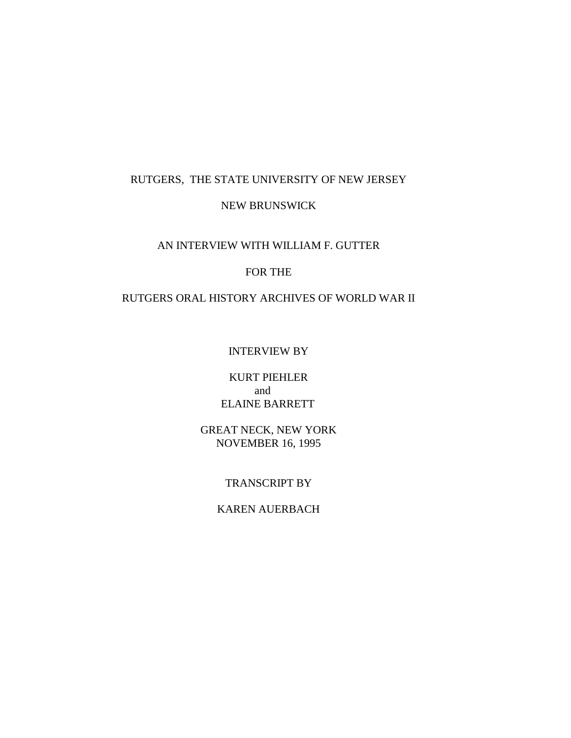RUTGERS, THE STATE UNIVERSITY OF NEW JERSEY

NEW BRUNSWICK

AN INTERVIEW WITH WILLIAM F. GUTTER

FOR THE

RUTGERS ORAL HISTORY ARCHIVES OF WORLD WAR II

INTERVIEW BY

KURT PIEHLER
and
ELAINE BARRETT

GREAT NECK, NEW YORK
NOVEMBER 16, 1995

TRANSCRIPT BY

KAREN AUERBACH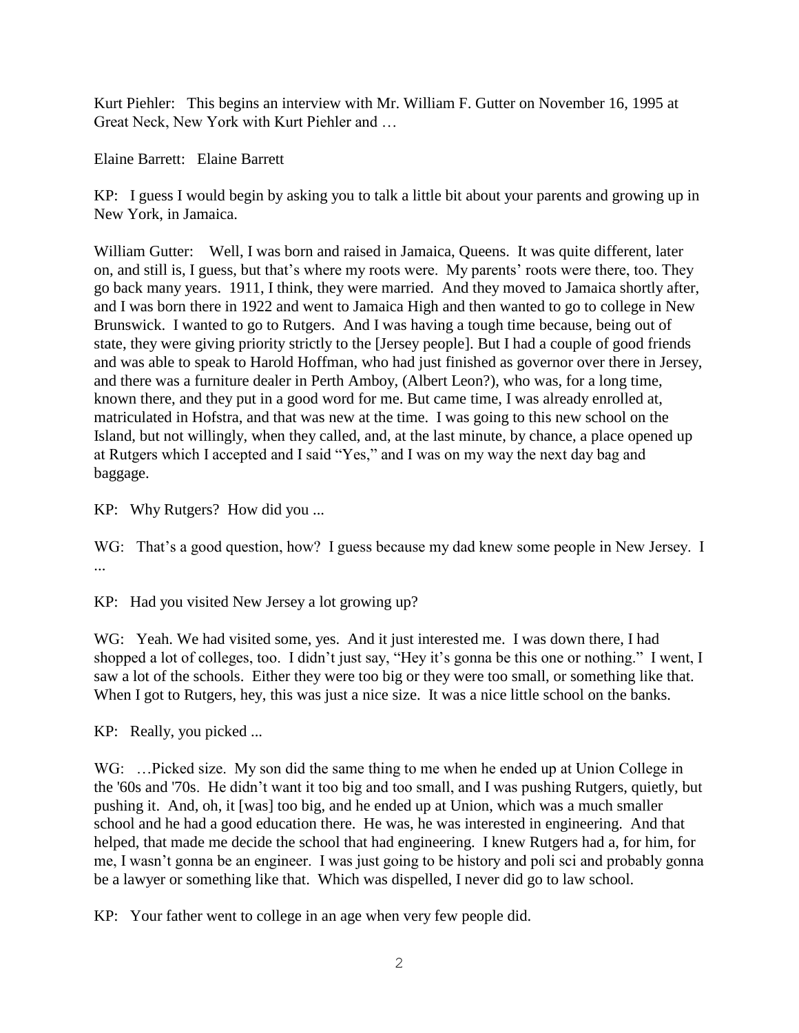Kurt Piehler: This begins an interview with Mr. William F. Gutter on November 16, 1995 at Great Neck, New York with Kurt Piehler and …

Elaine Barrett: Elaine Barrett

KP: I guess I would begin by asking you to talk a little bit about your parents and growing up in New York, in Jamaica.

William Gutter: Well, I was born and raised in Jamaica, Queens. It was quite different, later on, and still is, I guess, but that's where my roots were. My parents' roots were there, too. They go back many years. 1911, I think, they were married. And they moved to Jamaica shortly after, and I was born there in 1922 and went to Jamaica High and then wanted to go to college in New Brunswick. I wanted to go to Rutgers. And I was having a tough time because, being out of state, they were giving priority strictly to the [Jersey people]. But I had a couple of good friends and was able to speak to Harold Hoffman, who had just finished as governor over there in Jersey, and there was a furniture dealer in Perth Amboy, (Albert Leon?), who was, for a long time, known there, and they put in a good word for me. But came time, I was already enrolled at, matriculated in Hofstra, and that was new at the time. I was going to this new school on the Island, but not willingly, when they called, and, at the last minute, by chance, a place opened up at Rutgers which I accepted and I said "Yes," and I was on my way the next day bag and baggage.

KP: Why Rutgers? How did you ...

WG: That's a good question, how? I guess because my dad knew some people in New Jersey. I ...

KP: Had you visited New Jersey a lot growing up?

WG: Yeah. We had visited some, yes. And it just interested me. I was down there, I had shopped a lot of colleges, too. I didn't just say, "Hey it's gonna be this one or nothing." I went, I saw a lot of the schools. Either they were too big or they were too small, or something like that. When I got to Rutgers, hey, this was just a nice size. It was a nice little school on the banks.

KP: Really, you picked ...

WG: …Picked size. My son did the same thing to me when he ended up at Union College in the '60s and '70s. He didn't want it too big and too small, and I was pushing Rutgers, quietly, but pushing it. And, oh, it [was] too big, and he ended up at Union, which was a much smaller school and he had a good education there. He was, he was interested in engineering. And that helped, that made me decide the school that had engineering. I knew Rutgers had a, for him, for me, I wasn't gonna be an engineer. I was just going to be history and poli sci and probably gonna be a lawyer or something like that. Which was dispelled, I never did go to law school.

KP: Your father went to college in an age when very few people did.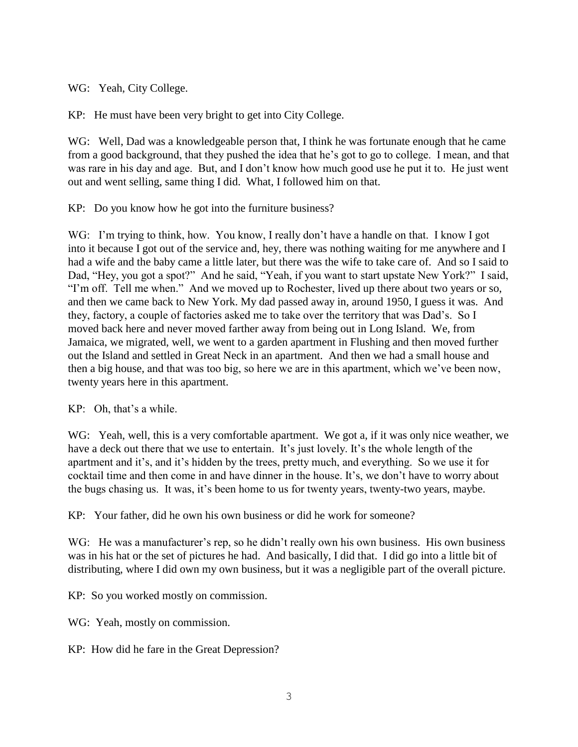WG: Yeah, City College.

KP: He must have been very bright to get into City College.

WG: Well, Dad was a knowledgeable person that, I think he was fortunate enough that he came from a good background, that they pushed the idea that he's got to go to college. I mean, and that was rare in his day and age. But, and I don't know how much good use he put it to. He just went out and went selling, same thing I did. What, I followed him on that.

KP: Do you know how he got into the furniture business?

WG: I'm trying to think, how. You know, I really don't have a handle on that. I know I got into it because I got out of the service and, hey, there was nothing waiting for me anywhere and I had a wife and the baby came a little later, but there was the wife to take care of. And so I said to Dad, "Hey, you got a spot?" And he said, "Yeah, if you want to start upstate New York?" I said, "I'm off. Tell me when." And we moved up to Rochester, lived up there about two years or so, and then we came back to New York. My dad passed away in, around 1950, I guess it was. And they, factory, a couple of factories asked me to take over the territory that was Dad's. So I moved back here and never moved farther away from being out in Long Island. We, from Jamaica, we migrated, well, we went to a garden apartment in Flushing and then moved further out the Island and settled in Great Neck in an apartment. And then we had a small house and then a big house, and that was too big, so here we are in this apartment, which we've been now, twenty years here in this apartment.

KP: Oh, that's a while.

WG: Yeah, well, this is a very comfortable apartment. We got a, if it was only nice weather, we have a deck out there that we use to entertain. It's just lovely. It's the whole length of the apartment and it's, and it's hidden by the trees, pretty much, and everything. So we use it for cocktail time and then come in and have dinner in the house. It's, we don't have to worry about the bugs chasing us. It was, it's been home to us for twenty years, twenty-two years, maybe.

KP: Your father, did he own his own business or did he work for someone?

WG: He was a manufacturer's rep, so he didn't really own his own business. His own business was in his hat or the set of pictures he had. And basically, I did that. I did go into a little bit of distributing, where I did own my own business, but it was a negligible part of the overall picture.

KP: So you worked mostly on commission.

WG: Yeah, mostly on commission.

KP: How did he fare in the Great Depression?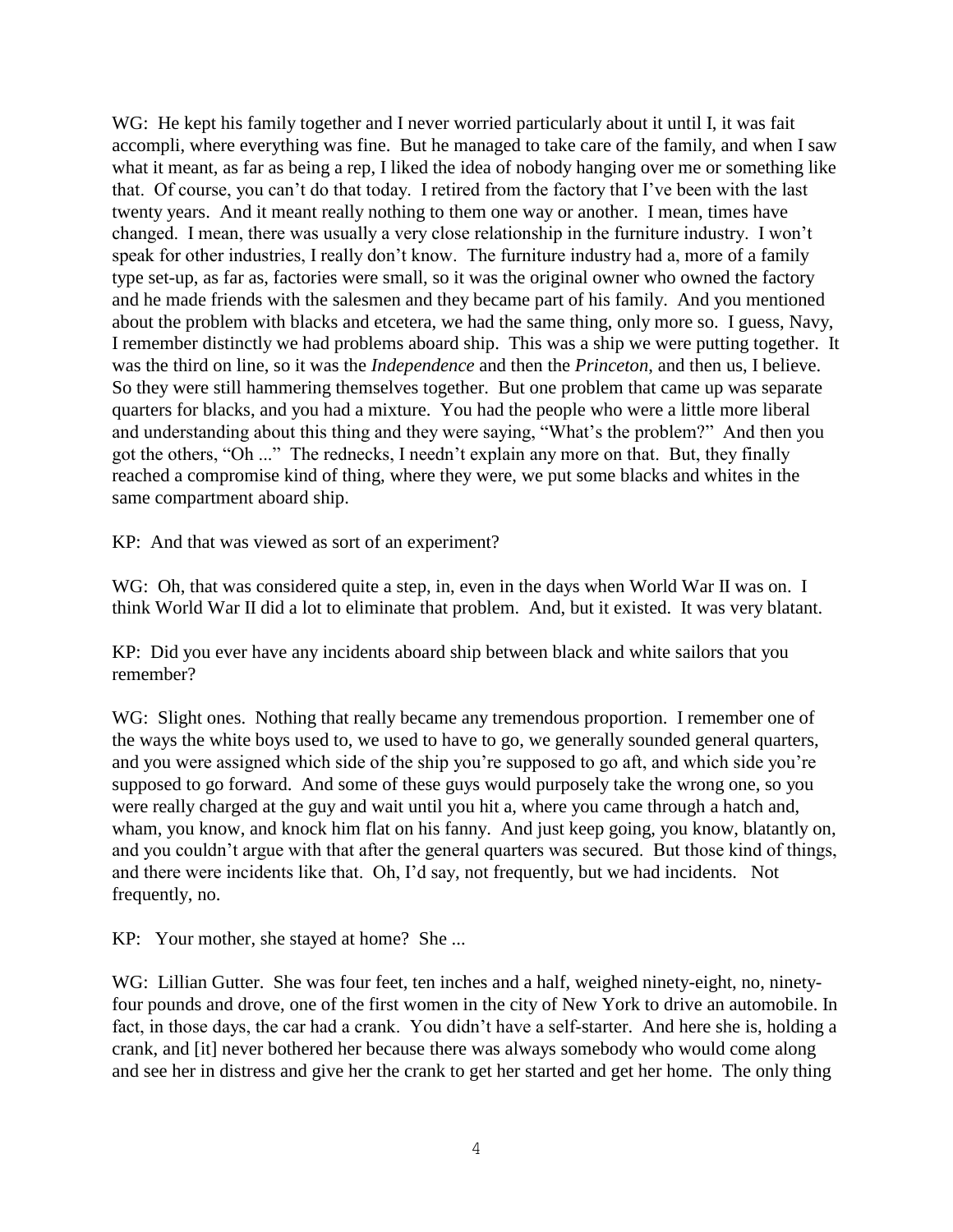WG: He kept his family together and I never worried particularly about it until I, it was fait accompli, where everything was fine. But he managed to take care of the family, and when I saw what it meant, as far as being a rep, I liked the idea of nobody hanging over me or something like that. Of course, you can't do that today. I retired from the factory that I've been with the last twenty years. And it meant really nothing to them one way or another. I mean, times have changed. I mean, there was usually a very close relationship in the furniture industry. I won't speak for other industries, I really don't know. The furniture industry had a, more of a family type set-up, as far as, factories were small, so it was the original owner who owned the factory and he made friends with the salesmen and they became part of his family. And you mentioned about the problem with blacks and etcetera, we had the same thing, only more so. I guess, Navy, I remember distinctly we had problems aboard ship. This was a ship we were putting together. It was the third on line, so it was the *Independence* and then the *Princeton*, and then us, I believe. So they were still hammering themselves together. But one problem that came up was separate quarters for blacks, and you had a mixture. You had the people who were a little more liberal and understanding about this thing and they were saying, "What's the problem?" And then you got the others, "Oh ..." The rednecks, I needn't explain any more on that. But, they finally reached a compromise kind of thing, where they were, we put some blacks and whites in the same compartment aboard ship.

KP: And that was viewed as sort of an experiment?

WG: Oh, that was considered quite a step, in, even in the days when World War II was on. I think World War II did a lot to eliminate that problem. And, but it existed. It was very blatant.

KP: Did you ever have any incidents aboard ship between black and white sailors that you remember?

WG: Slight ones. Nothing that really became any tremendous proportion. I remember one of the ways the white boys used to, we used to have to go, we generally sounded general quarters, and you were assigned which side of the ship you're supposed to go aft, and which side you're supposed to go forward. And some of these guys would purposely take the wrong one, so you were really charged at the guy and wait until you hit a, where you came through a hatch and, wham, you know, and knock him flat on his fanny. And just keep going, you know, blatantly on, and you couldn't argue with that after the general quarters was secured. But those kind of things, and there were incidents like that. Oh, I'd say, not frequently, but we had incidents. Not frequently, no.

KP: Your mother, she stayed at home? She ...

WG: Lillian Gutter. She was four feet, ten inches and a half, weighed ninety-eight, no, ninety-four pounds and drove, one of the first women in the city of New York to drive an automobile. In fact, in those days, the car had a crank. You didn't have a self-starter. And here she is, holding a crank, and [it] never bothered her because there was always somebody who would come along and see her in distress and give her the crank to get her started and get her home. The only thing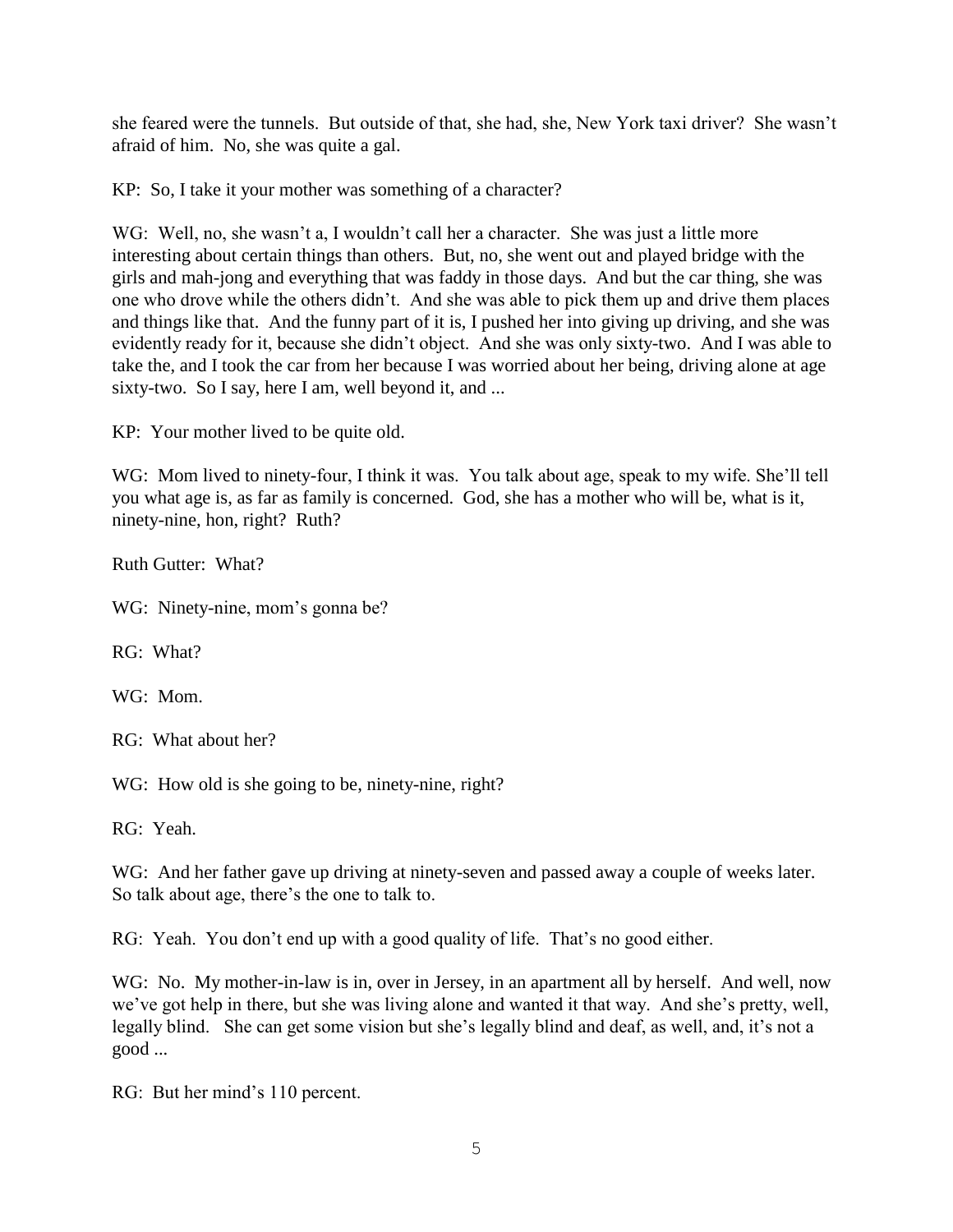she feared were the tunnels. But outside of that, she had, she, New York taxi driver? She wasn't afraid of him. No, she was quite a gal.

KP: So, I take it your mother was something of a character?

WG: Well, no, she wasn't a, I wouldn't call her a character. She was just a little more interesting about certain things than others. But, no, she went out and played bridge with the girls and mah-jong and everything that was faddy in those days. And but the car thing, she was one who drove while the others didn't. And she was able to pick them up and drive them places and things like that. And the funny part of it is, I pushed her into giving up driving, and she was evidently ready for it, because she didn't object. And she was only sixty-two. And I was able to take the, and I took the car from her because I was worried about her being, driving alone at age sixty-two. So I say, here I am, well beyond it, and ...

KP: Your mother lived to be quite old.

WG: Mom lived to ninety-four, I think it was. You talk about age, speak to my wife. She'll tell you what age is, as far as family is concerned. God, she has a mother who will be, what is it, ninety-nine, hon, right? Ruth?

Ruth Gutter: What?

WG: Ninety-nine, mom's gonna be?

RG: What?

WG: Mom.

RG: What about her?

WG: How old is she going to be, ninety-nine, right?

RG: Yeah.

WG: And her father gave up driving at ninety-seven and passed away a couple of weeks later. So talk about age, there's the one to talk to.

RG: Yeah. You don't end up with a good quality of life. That's no good either.

WG: No. My mother-in-law is in, over in Jersey, in an apartment all by herself. And well, now we've got help in there, but she was living alone and wanted it that way. And she's pretty, well, legally blind. She can get some vision but she's legally blind and deaf, as well, and, it's not a good ...

RG: But her mind's 110 percent.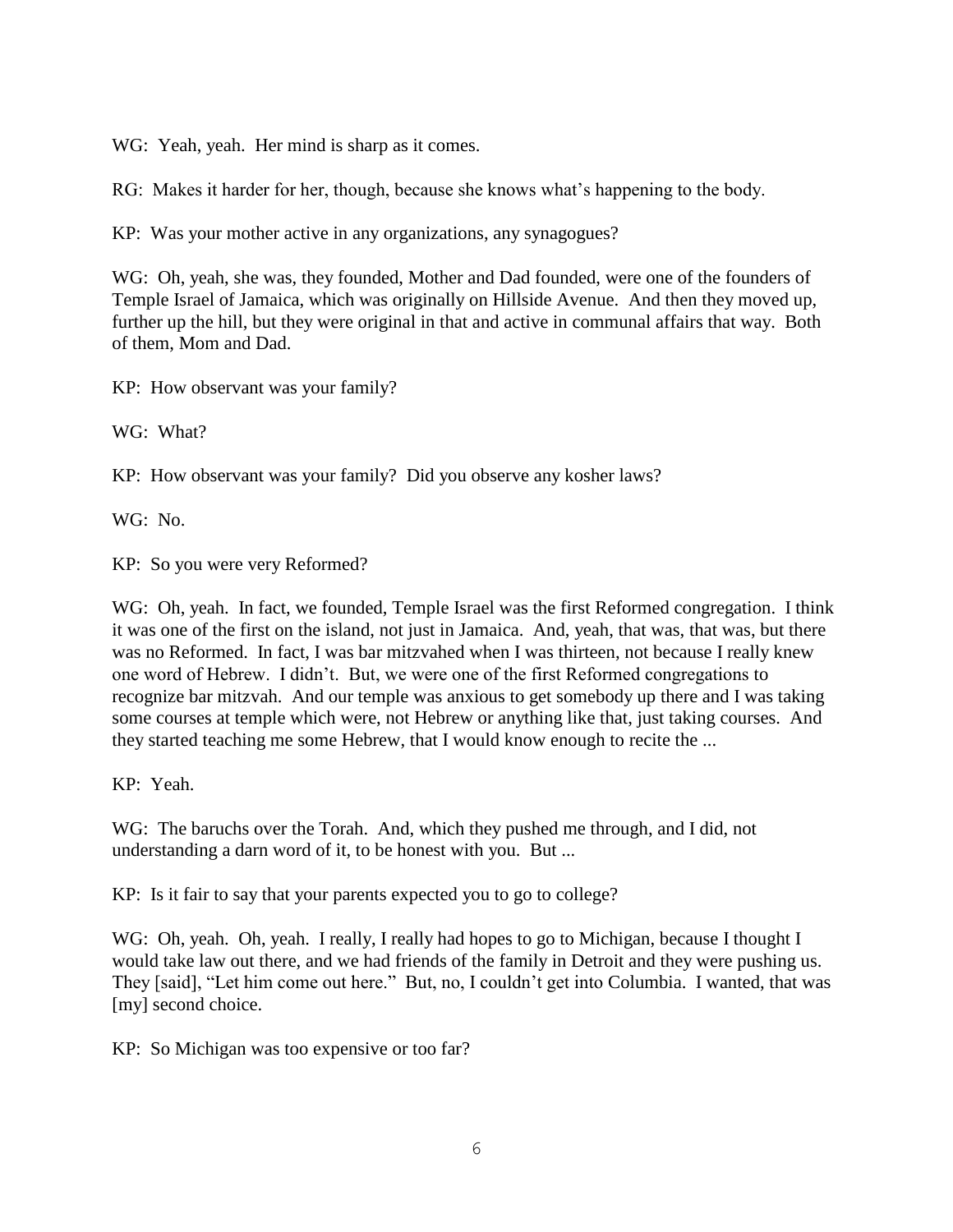WG: Yeah, yeah. Her mind is sharp as it comes.

RG: Makes it harder for her, though, because she knows what's happening to the body.

KP: Was your mother active in any organizations, any synagogues?

WG: Oh, yeah, she was, they founded, Mother and Dad founded, were one of the founders of Temple Israel of Jamaica, which was originally on Hillside Avenue. And then they moved up, further up the hill, but they were original in that and active in communal affairs that way. Both of them, Mom and Dad.

KP: How observant was your family?

WG: What?

KP: How observant was your family? Did you observe any kosher laws?

WG: No.

KP: So you were very Reformed?

WG: Oh, yeah. In fact, we founded, Temple Israel was the first Reformed congregation. I think it was one of the first on the island, not just in Jamaica. And, yeah, that was, that was, but there was no Reformed. In fact, I was bar mitzvahed when I was thirteen, not because I really knew one word of Hebrew. I didn't. But, we were one of the first Reformed congregations to recognize bar mitzvah. And our temple was anxious to get somebody up there and I was taking some courses at temple which were, not Hebrew or anything like that, just taking courses. And they started teaching me some Hebrew, that I would know enough to recite the ...

KP: Yeah.

WG: The baruchs over the Torah. And, which they pushed me through, and I did, not understanding a darn word of it, to be honest with you. But ...

KP: Is it fair to say that your parents expected you to go to college?

WG: Oh, yeah. Oh, yeah. I really, I really had hopes to go to Michigan, because I thought I would take law out there, and we had friends of the family in Detroit and they were pushing us. They [said], "Let him come out here." But, no, I couldn't get into Columbia. I wanted, that was [my] second choice.

KP: So Michigan was too expensive or too far?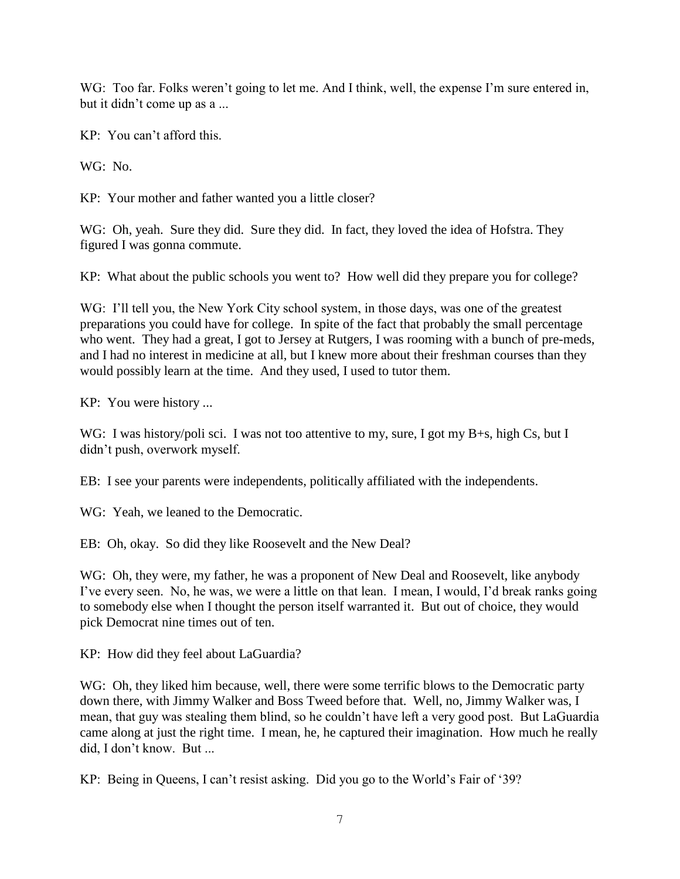WG: Too far. Folks weren't going to let me. And I think, well, the expense I'm sure entered in, but it didn't come up as a ...

KP: You can't afford this.

WG: No.

KP: Your mother and father wanted you a little closer?

WG: Oh, yeah. Sure they did. Sure they did. In fact, they loved the idea of Hofstra. They figured I was gonna commute.

KP: What about the public schools you went to? How well did they prepare you for college?

WG: I'll tell you, the New York City school system, in those days, was one of the greatest preparations you could have for college. In spite of the fact that probably the small percentage who went. They had a great, I got to Jersey at Rutgers, I was rooming with a bunch of pre-meds, and I had no interest in medicine at all, but I knew more about their freshman courses than they would possibly learn at the time. And they used, I used to tutor them.

KP: You were history ...

WG: I was history/poli sci. I was not too attentive to my, sure, I got my B+s, high Cs, but I didn't push, overwork myself.

EB: I see your parents were independents, politically affiliated with the independents.

WG: Yeah, we leaned to the Democratic.

EB: Oh, okay. So did they like Roosevelt and the New Deal?

WG: Oh, they were, my father, he was a proponent of New Deal and Roosevelt, like anybody I've every seen. No, he was, we were a little on that lean. I mean, I would, I'd break ranks going to somebody else when I thought the person itself warranted it. But out of choice, they would pick Democrat nine times out of ten.

KP: How did they feel about LaGuardia?

WG: Oh, they liked him because, well, there were some terrific blows to the Democratic party down there, with Jimmy Walker and Boss Tweed before that. Well, no, Jimmy Walker was, I mean, that guy was stealing them blind, so he couldn't have left a very good post. But LaGuardia came along at just the right time. I mean, he, he captured their imagination. How much he really did, I don't know. But ...

KP: Being in Queens, I can't resist asking. Did you go to the World's Fair of '39?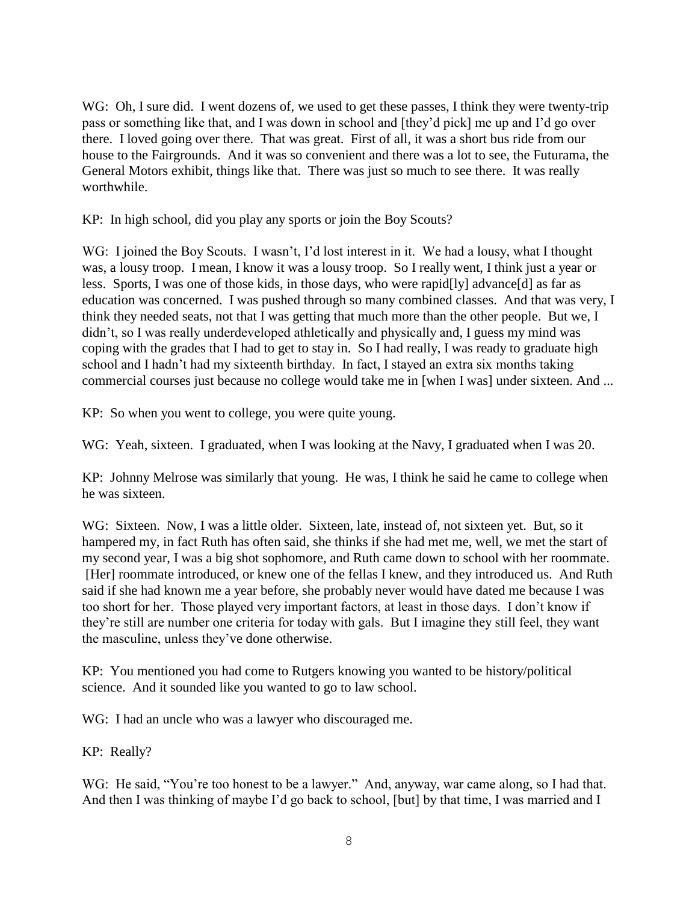WG: Oh, I sure did. I went dozens of, we used to get these passes, I think they were twenty-trip pass or something like that, and I was down in school and [they'd pick] me up and I'd go over there. I loved going over there. That was great. First of all, it was a short bus ride from our house to the Fairgrounds. And it was so convenient and there was a lot to see, the Futurama, the General Motors exhibit, things like that. There was just so much to see there. It was really worthwhile.

KP: In high school, did you play any sports or join the Boy Scouts?

WG: I joined the Boy Scouts. I wasn't, I'd lost interest in it. We had a lousy, what I thought was, a lousy troop. I mean, I know it was a lousy troop. So I really went, I think just a year or less. Sports, I was one of those kids, in those days, who were rapid[ly] advance[d] as far as education was concerned. I was pushed through so many combined classes. And that was very, I think they needed seats, not that I was getting that much more than the other people. But we, I didn't, so I was really underdeveloped athletically and physically and, I guess my mind was coping with the grades that I had to get to stay in. So I had really, I was ready to graduate high school and I hadn't had my sixteenth birthday. In fact, I stayed an extra six months taking commercial courses just because no college would take me in [when I was] under sixteen. And ...

KP: So when you went to college, you were quite young.

WG: Yeah, sixteen. I graduated, when I was looking at the Navy, I graduated when I was 20.

KP: Johnny Melrose was similarly that young. He was, I think he said he came to college when he was sixteen.

WG: Sixteen. Now, I was a little older. Sixteen, late, instead of, not sixteen yet. But, so it hampered my, in fact Ruth has often said, she thinks if she had met me, well, we met the start of my second year, I was a big shot sophomore, and Ruth came down to school with her roommate. [Her] roommate introduced, or knew one of the fellas I knew, and they introduced us. And Ruth said if she had known me a year before, she probably never would have dated me because I was too short for her. Those played very important factors, at least in those days. I don't know if they're still are number one criteria for today with gals. But I imagine they still feel, they want the masculine, unless they've done otherwise.

KP: You mentioned you had come to Rutgers knowing you wanted to be history/political science. And it sounded like you wanted to go to law school.

WG: I had an uncle who was a lawyer who discouraged me.

KP: Really?

WG: He said, "You're too honest to be a lawyer." And, anyway, war came along, so I had that. And then I was thinking of maybe I'd go back to school, [but] by that time, I was married and I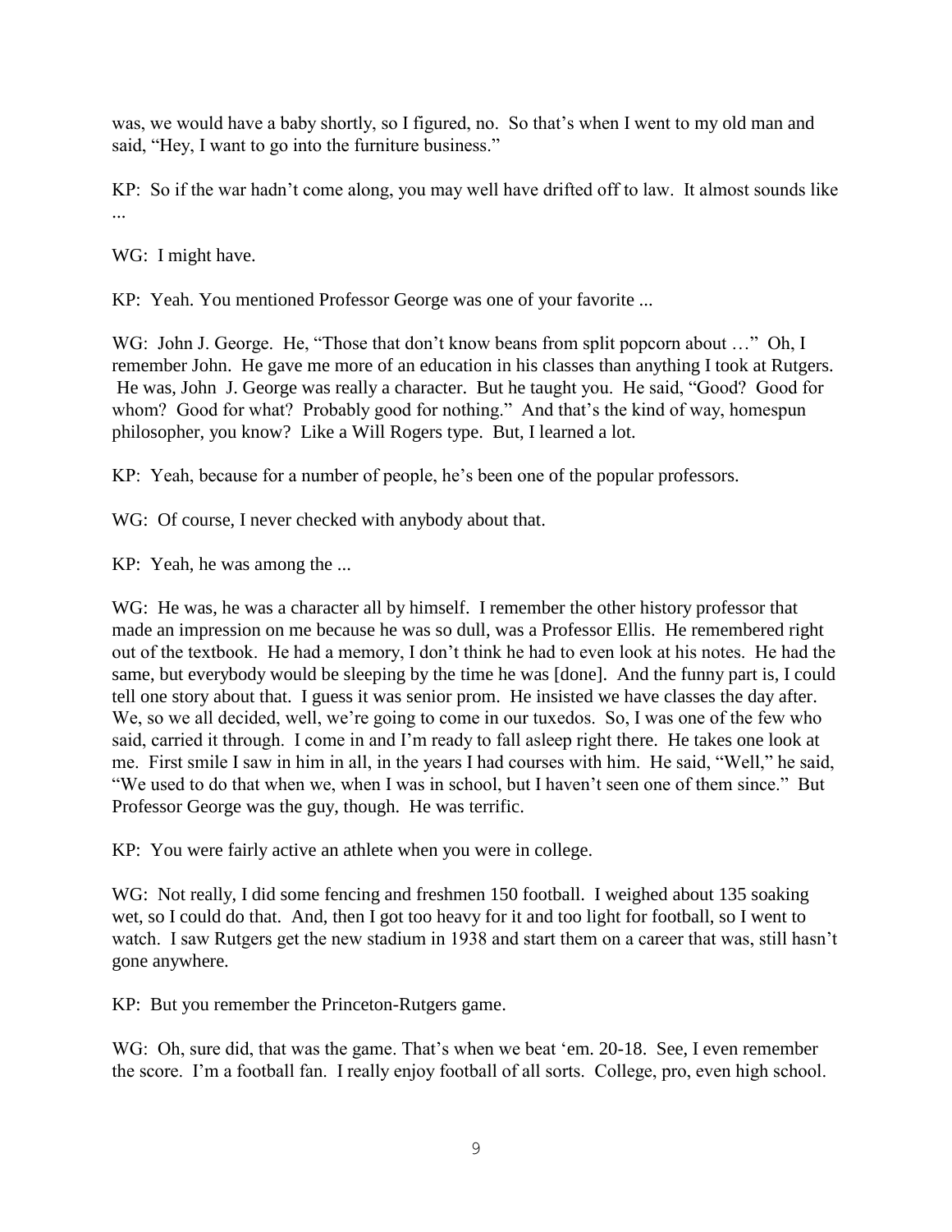was, we would have a baby shortly, so I figured, no. So that's when I went to my old man and said, "Hey, I want to go into the furniture business."

KP: So if the war hadn't come along, you may well have drifted off to law. It almost sounds like ...

WG: I might have.

KP: Yeah. You mentioned Professor George was one of your favorite ...

WG: John J. George. He, "Those that don't know beans from split popcorn about …" Oh, I remember John. He gave me more of an education in his classes than anything I took at Rutgers. He was, John J. George was really a character. But he taught you. He said, "Good? Good for whom? Good for what? Probably good for nothing." And that's the kind of way, homespun philosopher, you know? Like a Will Rogers type. But, I learned a lot.

KP: Yeah, because for a number of people, he's been one of the popular professors.

WG: Of course, I never checked with anybody about that.

KP: Yeah, he was among the ...

WG: He was, he was a character all by himself. I remember the other history professor that made an impression on me because he was so dull, was a Professor Ellis. He remembered right out of the textbook. He had a memory, I don't think he had to even look at his notes. He had the same, but everybody would be sleeping by the time he was [done]. And the funny part is, I could tell one story about that. I guess it was senior prom. He insisted we have classes the day after. We, so we all decided, well, we're going to come in our tuxedos. So, I was one of the few who said, carried it through. I come in and I'm ready to fall asleep right there. He takes one look at me. First smile I saw in him in all, in the years I had courses with him. He said, "Well," he said, "We used to do that when we, when I was in school, but I haven't seen one of them since." But Professor George was the guy, though. He was terrific.

KP: You were fairly active an athlete when you were in college.

WG: Not really, I did some fencing and freshmen 150 football. I weighed about 135 soaking wet, so I could do that. And, then I got too heavy for it and too light for football, so I went to watch. I saw Rutgers get the new stadium in 1938 and start them on a career that was, still hasn't gone anywhere.

KP: But you remember the Princeton-Rutgers game.

WG: Oh, sure did, that was the game. That's when we beat 'em. 20-18. See, I even remember the score. I'm a football fan. I really enjoy football of all sorts. College, pro, even high school.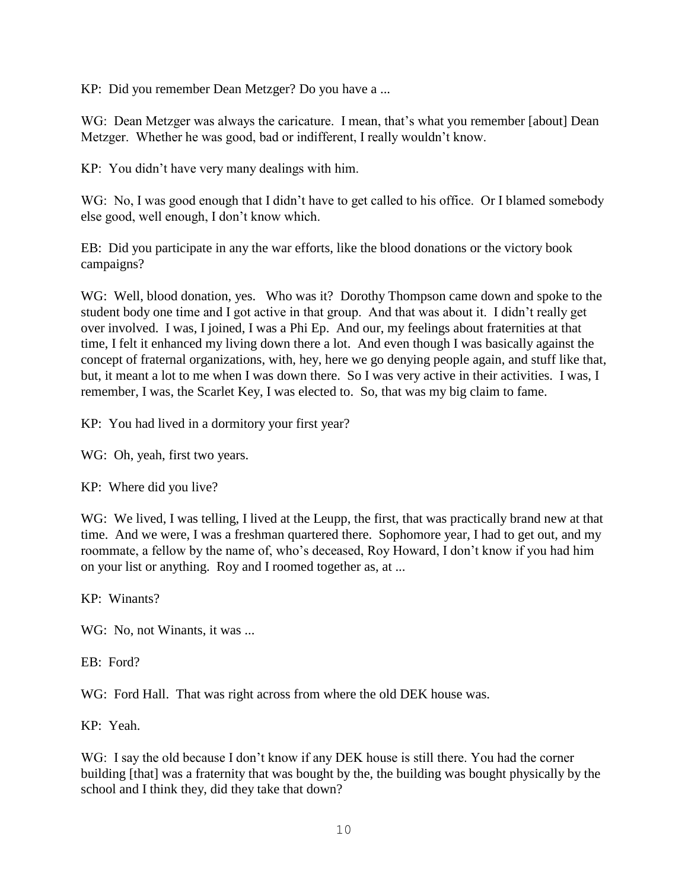KP: Did you remember Dean Metzger? Do you have a ...

WG: Dean Metzger was always the caricature. I mean, that's what you remember [about] Dean Metzger. Whether he was good, bad or indifferent, I really wouldn't know.

KP: You didn't have very many dealings with him.

WG: No, I was good enough that I didn't have to get called to his office. Or I blamed somebody else good, well enough, I don't know which.

EB: Did you participate in any the war efforts, like the blood donations or the victory book campaigns?

WG: Well, blood donation, yes. Who was it? Dorothy Thompson came down and spoke to the student body one time and I got active in that group. And that was about it. I didn't really get over involved. I was, I joined, I was a Phi Ep. And our, my feelings about fraternities at that time, I felt it enhanced my living down there a lot. And even though I was basically against the concept of fraternal organizations, with, hey, here we go denying people again, and stuff like that, but, it meant a lot to me when I was down there. So I was very active in their activities. I was, I remember, I was, the Scarlet Key, I was elected to. So, that was my big claim to fame.

KP: You had lived in a dormitory your first year?

WG: Oh, yeah, first two years.

KP: Where did you live?

WG: We lived, I was telling, I lived at the Leupp, the first, that was practically brand new at that time. And we were, I was a freshman quartered there. Sophomore year, I had to get out, and my roommate, a fellow by the name of, who's deceased, Roy Howard, I don't know if you had him on your list or anything. Roy and I roomed together as, at ...

KP: Winants?

WG: No, not Winants, it was ...

EB: Ford?

WG: Ford Hall. That was right across from where the old DEK house was.

KP: Yeah.

WG: I say the old because I don't know if any DEK house is still there. You had the corner building [that] was a fraternity that was bought by the, the building was bought physically by the school and I think they, did they take that down?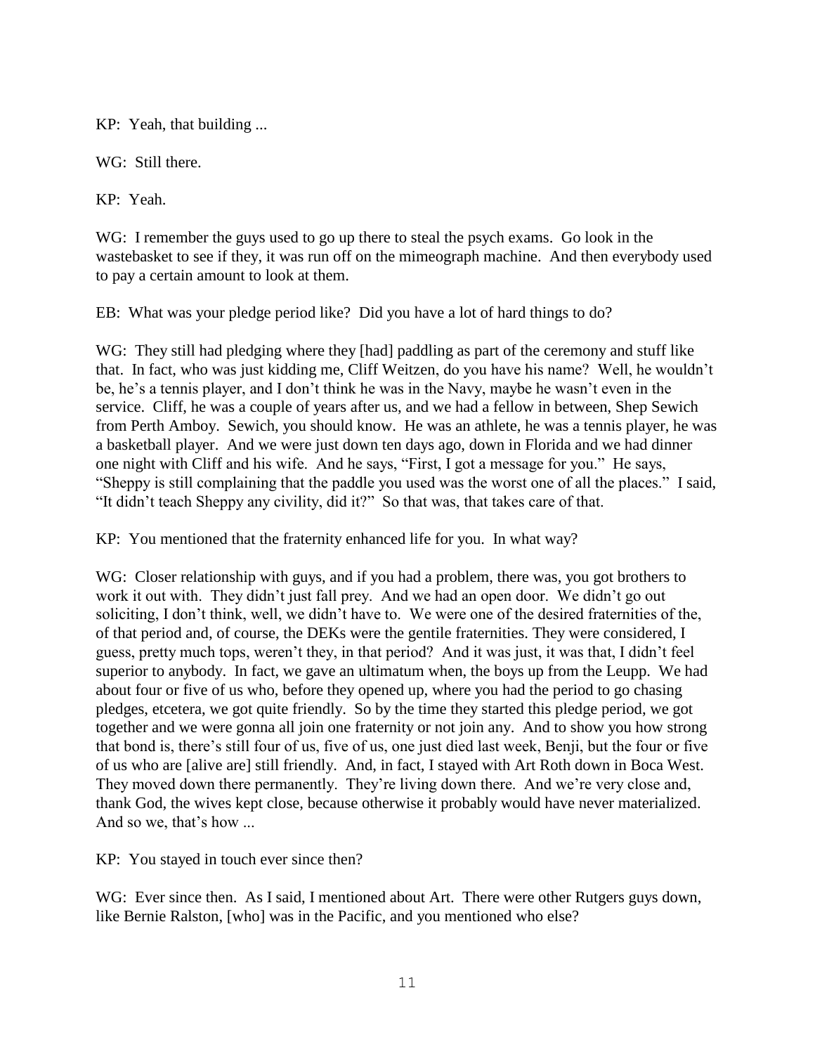KP: Yeah, that building ...

WG: Still there.

KP: Yeah.

WG: I remember the guys used to go up there to steal the psych exams. Go look in the wastebasket to see if they, it was run off on the mimeograph machine. And then everybody used to pay a certain amount to look at them.

EB: What was your pledge period like? Did you have a lot of hard things to do?

WG: They still had pledging where they [had] paddling as part of the ceremony and stuff like that. In fact, who was just kidding me, Cliff Weitzen, do you have his name? Well, he wouldn't be, he's a tennis player, and I don't think he was in the Navy, maybe he wasn't even in the service. Cliff, he was a couple of years after us, and we had a fellow in between, Shep Sewich from Perth Amboy. Sewich, you should know. He was an athlete, he was a tennis player, he was a basketball player. And we were just down ten days ago, down in Florida and we had dinner one night with Cliff and his wife. And he says, "First, I got a message for you." He says, "Sheppy is still complaining that the paddle you used was the worst one of all the places." I said, "It didn't teach Sheppy any civility, did it?" So that was, that takes care of that.

KP: You mentioned that the fraternity enhanced life for you. In what way?

WG: Closer relationship with guys, and if you had a problem, there was, you got brothers to work it out with. They didn't just fall prey. And we had an open door. We didn't go out soliciting, I don't think, well, we didn't have to. We were one of the desired fraternities of the, of that period and, of course, the DEKs were the gentile fraternities. They were considered, I guess, pretty much tops, weren't they, in that period? And it was just, it was that, I didn't feel superior to anybody. In fact, we gave an ultimatum when, the boys up from the Leupp. We had about four or five of us who, before they opened up, where you had the period to go chasing pledges, etcetera, we got quite friendly. So by the time they started this pledge period, we got together and we were gonna all join one fraternity or not join any. And to show you how strong that bond is, there's still four of us, five of us, one just died last week, Benji, but the four or five of us who are [alive are] still friendly. And, in fact, I stayed with Art Roth down in Boca West. They moved down there permanently. They're living down there. And we're very close and, thank God, the wives kept close, because otherwise it probably would have never materialized. And so we, that's how ...

KP: You stayed in touch ever since then?

WG: Ever since then. As I said, I mentioned about Art. There were other Rutgers guys down, like Bernie Ralston, [who] was in the Pacific, and you mentioned who else?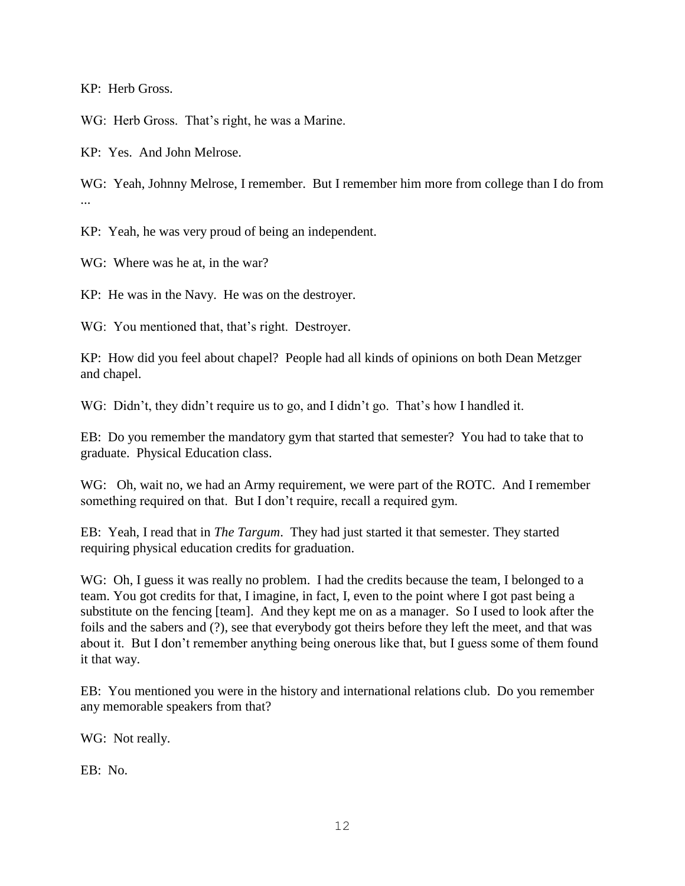KP: Herb Gross.

WG: Herb Gross. That's right, he was a Marine.

KP: Yes. And John Melrose.

WG: Yeah, Johnny Melrose, I remember. But I remember him more from college than I do from ...

KP: Yeah, he was very proud of being an independent.

WG: Where was he at, in the war?

KP: He was in the Navy. He was on the destroyer.

WG: You mentioned that, that's right. Destroyer.

KP: How did you feel about chapel? People had all kinds of opinions on both Dean Metzger and chapel.

WG: Didn't, they didn't require us to go, and I didn't go. That's how I handled it.

EB: Do you remember the mandatory gym that started that semester? You had to take that to graduate. Physical Education class.

WG: Oh, wait no, we had an Army requirement, we were part of the ROTC. And I remember something required on that. But I don't require, recall a required gym.

EB: Yeah, I read that in *The Targum*. They had just started it that semester. They started requiring physical education credits for graduation.

WG: Oh, I guess it was really no problem. I had the credits because the team, I belonged to a team. You got credits for that, I imagine, in fact, I, even to the point where I got past being a substitute on the fencing [team]. And they kept me on as a manager. So I used to look after the foils and the sabers and (?), see that everybody got theirs before they left the meet, and that was about it. But I don't remember anything being onerous like that, but I guess some of them found it that way.

EB: You mentioned you were in the history and international relations club. Do you remember any memorable speakers from that?

WG: Not really.

EB: No.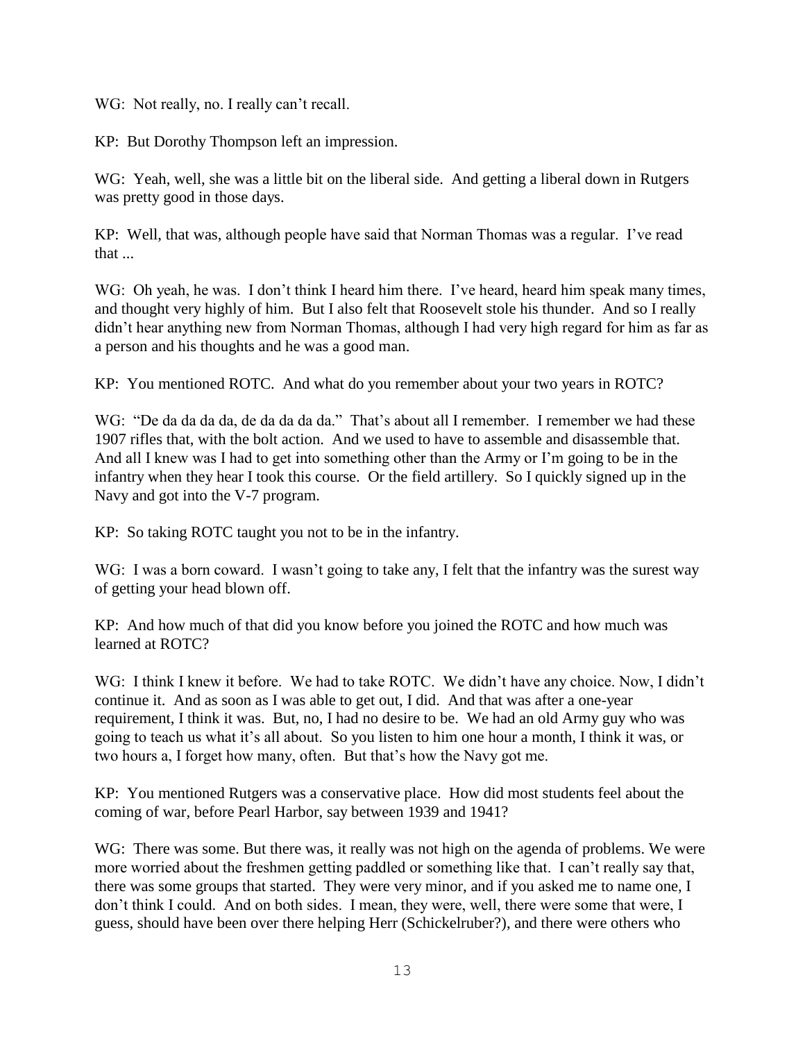WG: Not really, no. I really can't recall.

KP: But Dorothy Thompson left an impression.

WG: Yeah, well, she was a little bit on the liberal side. And getting a liberal down in Rutgers was pretty good in those days.

KP: Well, that was, although people have said that Norman Thomas was a regular. I've read that ...

WG: Oh yeah, he was. I don't think I heard him there. I've heard, heard him speak many times, and thought very highly of him. But I also felt that Roosevelt stole his thunder. And so I really didn't hear anything new from Norman Thomas, although I had very high regard for him as far as a person and his thoughts and he was a good man.

KP: You mentioned ROTC. And what do you remember about your two years in ROTC?

WG: "De da da da da, de da da da da." That's about all I remember. I remember we had these 1907 rifles that, with the bolt action. And we used to have to assemble and disassemble that. And all I knew was I had to get into something other than the Army or I'm going to be in the infantry when they hear I took this course. Or the field artillery. So I quickly signed up in the Navy and got into the V-7 program.

KP: So taking ROTC taught you not to be in the infantry.

WG: I was a born coward. I wasn't going to take any, I felt that the infantry was the surest way of getting your head blown off.

KP: And how much of that did you know before you joined the ROTC and how much was learned at ROTC?

WG: I think I knew it before. We had to take ROTC. We didn't have any choice. Now, I didn't continue it. And as soon as I was able to get out, I did. And that was after a one-year requirement, I think it was. But, no, I had no desire to be. We had an old Army guy who was going to teach us what it's all about. So you listen to him one hour a month, I think it was, or two hours a, I forget how many, often. But that's how the Navy got me.

KP: You mentioned Rutgers was a conservative place. How did most students feel about the coming of war, before Pearl Harbor, say between 1939 and 1941?

WG: There was some. But there was, it really was not high on the agenda of problems. We were more worried about the freshmen getting paddled or something like that. I can't really say that, there was some groups that started. They were very minor, and if you asked me to name one, I don't think I could. And on both sides. I mean, they were, well, there were some that were, I guess, should have been over there helping Herr (Schickelruber?), and there were others who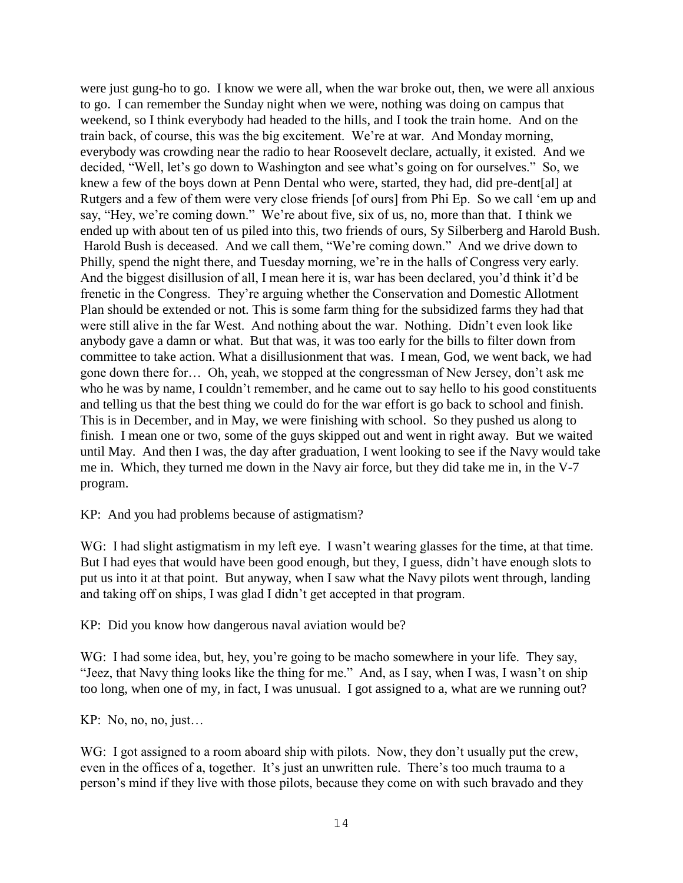were just gung-ho to go. I know we were all, when the war broke out, then, we were all anxious to go. I can remember the Sunday night when we were, nothing was doing on campus that weekend, so I think everybody had headed to the hills, and I took the train home. And on the train back, of course, this was the big excitement. We're at war. And Monday morning, everybody was crowding near the radio to hear Roosevelt declare, actually, it existed. And we decided, "Well, let's go down to Washington and see what's going on for ourselves." So, we knew a few of the boys down at Penn Dental who were, started, they had, did pre-dent[al] at Rutgers and a few of them were very close friends [of ours] from Phi Ep. So we call 'em up and say, "Hey, we're coming down." We're about five, six of us, no, more than that. I think we ended up with about ten of us piled into this, two friends of ours, Sy Silberberg and Harold Bush. Harold Bush is deceased. And we call them, "We're coming down." And we drive down to Philly, spend the night there, and Tuesday morning, we're in the halls of Congress very early. And the biggest disillusion of all, I mean here it is, war has been declared, you'd think it'd be frenetic in the Congress. They're arguing whether the Conservation and Domestic Allotment Plan should be extended or not. This is some farm thing for the subsidized farms they had that were still alive in the far West. And nothing about the war. Nothing. Didn't even look like anybody gave a damn or what. But that was, it was too early for the bills to filter down from committee to take action. What a disillusionment that was. I mean, God, we went back, we had gone down there for… Oh, yeah, we stopped at the congressman of New Jersey, don't ask me who he was by name, I couldn't remember, and he came out to say hello to his good constituents and telling us that the best thing we could do for the war effort is go back to school and finish. This is in December, and in May, we were finishing with school. So they pushed us along to finish. I mean one or two, some of the guys skipped out and went in right away. But we waited until May. And then I was, the day after graduation, I went looking to see if the Navy would take me in. Which, they turned me down in the Navy air force, but they did take me in, in the V-7 program.

KP: And you had problems because of astigmatism?

WG: I had slight astigmatism in my left eye. I wasn't wearing glasses for the time, at that time. But I had eyes that would have been good enough, but they, I guess, didn't have enough slots to put us into it at that point. But anyway, when I saw what the Navy pilots went through, landing and taking off on ships, I was glad I didn't get accepted in that program.

KP: Did you know how dangerous naval aviation would be?

WG: I had some idea, but, hey, you're going to be macho somewhere in your life. They say, "Jeez, that Navy thing looks like the thing for me." And, as I say, when I was, I wasn't on ship too long, when one of my, in fact, I was unusual. I got assigned to a, what are we running out?

KP: No, no, no, just…

WG: I got assigned to a room aboard ship with pilots. Now, they don't usually put the crew, even in the offices of a, together. It's just an unwritten rule. There's too much trauma to a person's mind if they live with those pilots, because they come on with such bravado and they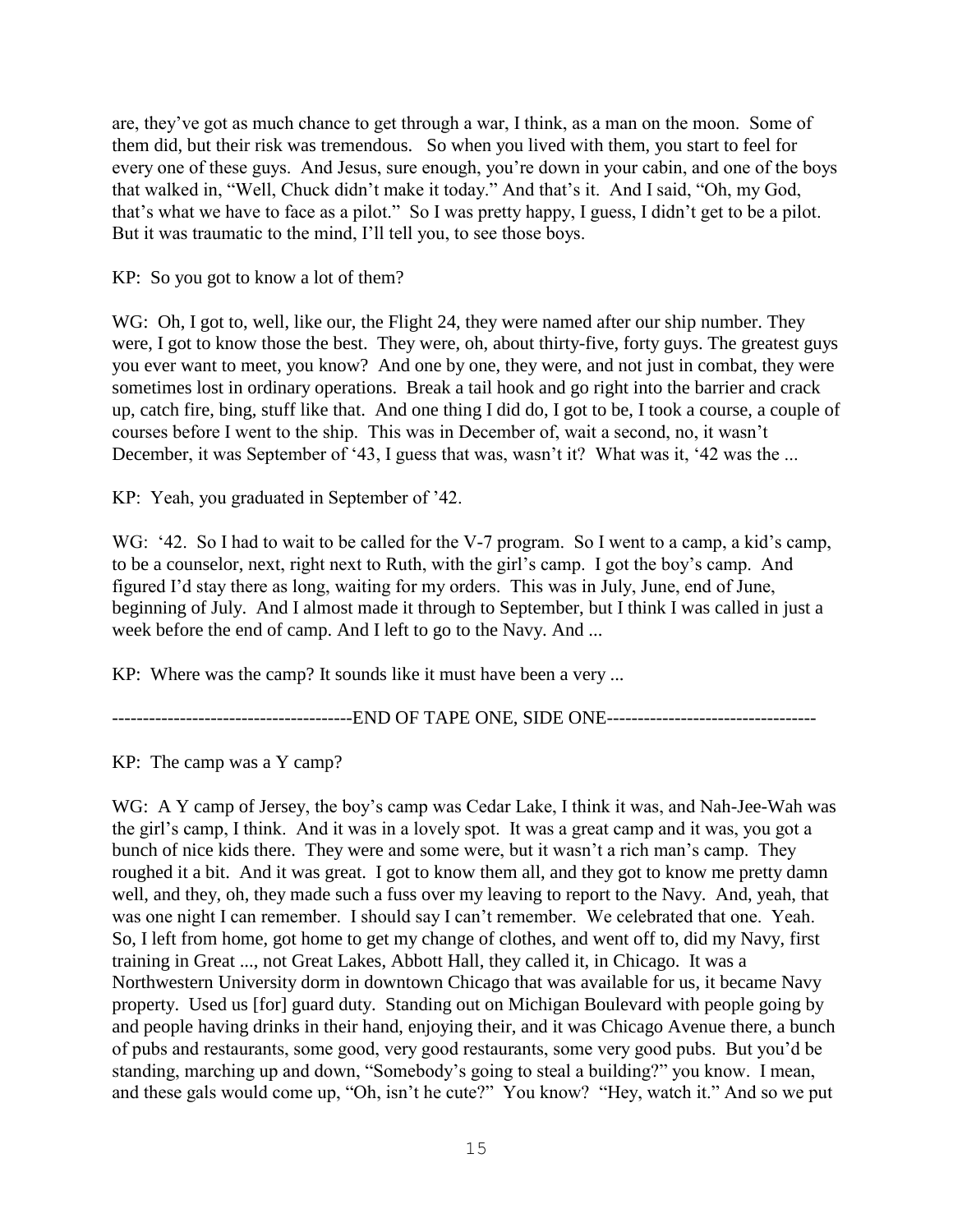are, they've got as much chance to get through a war, I think, as a man on the moon. Some of them did, but their risk was tremendous. So when you lived with them, you start to feel for every one of these guys. And Jesus, sure enough, you're down in your cabin, and one of the boys that walked in, "Well, Chuck didn't make it today." And that's it. And I said, "Oh, my God, that's what we have to face as a pilot." So I was pretty happy, I guess, I didn't get to be a pilot. But it was traumatic to the mind, I'll tell you, to see those boys.

KP: So you got to know a lot of them?

WG: Oh, I got to, well, like our, the Flight 24, they were named after our ship number. They were, I got to know those the best. They were, oh, about thirty-five, forty guys. The greatest guys you ever want to meet, you know? And one by one, they were, and not just in combat, they were sometimes lost in ordinary operations. Break a tail hook and go right into the barrier and crack up, catch fire, bing, stuff like that. And one thing I did do, I got to be, I took a course, a couple of courses before I went to the ship. This was in December of, wait a second, no, it wasn't December, it was September of '43, I guess that was, wasn't it? What was it, '42 was the ...

KP: Yeah, you graduated in September of '42.

WG: '42. So I had to wait to be called for the V-7 program. So I went to a camp, a kid's camp, to be a counselor, next, right next to Ruth, with the girl's camp. I got the boy's camp. And figured I'd stay there as long, waiting for my orders. This was in July, June, end of June, beginning of July. And I almost made it through to September, but I think I was called in just a week before the end of camp. And I left to go to the Navy. And ...

KP: Where was the camp? It sounds like it must have been a very ...

--------------------------------------END OF TAPE ONE, SIDE ONE----------------------------------

KP: The camp was a Y camp?

WG: A Y camp of Jersey, the boy's camp was Cedar Lake, I think it was, and Nah-Jee-Wah was the girl's camp, I think. And it was in a lovely spot. It was a great camp and it was, you got a bunch of nice kids there. They were and some were, but it wasn't a rich man's camp. They roughed it a bit. And it was great. I got to know them all, and they got to know me pretty damn well, and they, oh, they made such a fuss over my leaving to report to the Navy. And, yeah, that was one night I can remember. I should say I can't remember. We celebrated that one. Yeah. So, I left from home, got home to get my change of clothes, and went off to, did my Navy, first training in Great ..., not Great Lakes, Abbott Hall, they called it, in Chicago. It was a Northwestern University dorm in downtown Chicago that was available for us, it became Navy property. Used us [for] guard duty. Standing out on Michigan Boulevard with people going by and people having drinks in their hand, enjoying their, and it was Chicago Avenue there, a bunch of pubs and restaurants, some good, very good restaurants, some very good pubs. But you'd be standing, marching up and down, "Somebody's going to steal a building?" you know. I mean, and these gals would come up, "Oh, isn't he cute?" You know? "Hey, watch it." And so we put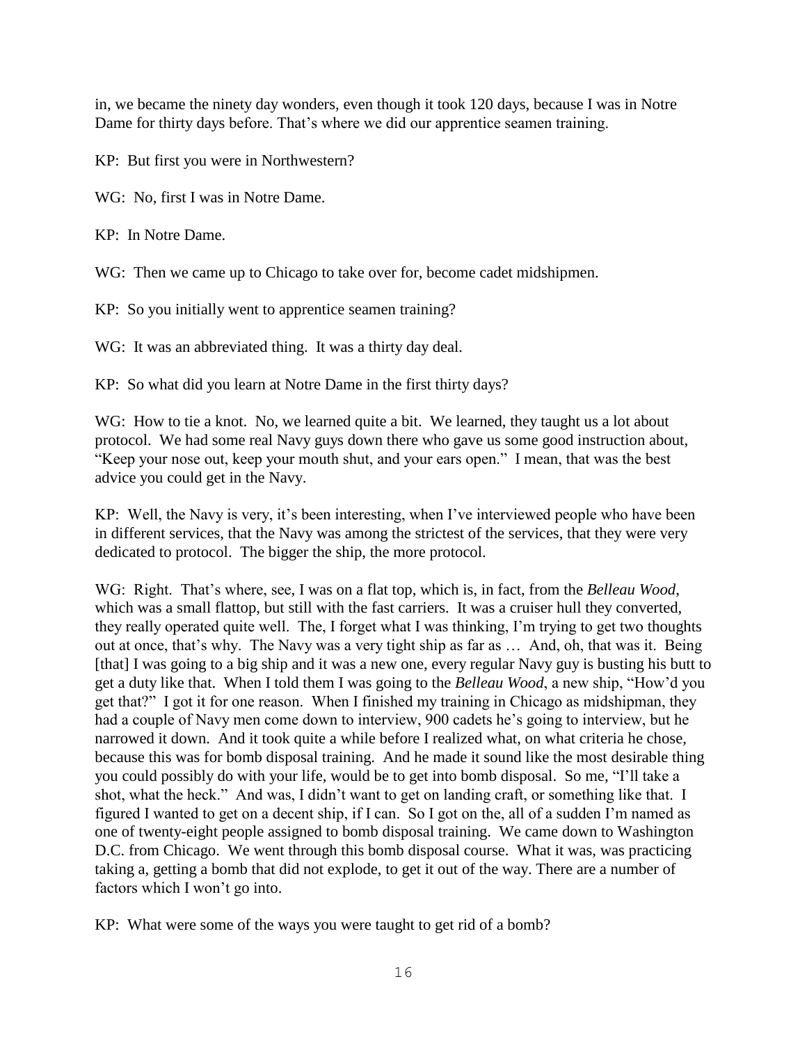in, we became the ninety day wonders, even though it took 120 days, because I was in Notre Dame for thirty days before. That's where we did our apprentice seamen training.

KP: But first you were in Northwestern?

WG: No, first I was in Notre Dame.

KP: In Notre Dame.

WG: Then we came up to Chicago to take over for, become cadet midshipmen.

KP: So you initially went to apprentice seamen training?

WG: It was an abbreviated thing. It was a thirty day deal.

KP: So what did you learn at Notre Dame in the first thirty days?

WG: How to tie a knot. No, we learned quite a bit. We learned, they taught us a lot about protocol. We had some real Navy guys down there who gave us some good instruction about, "Keep your nose out, keep your mouth shut, and your ears open." I mean, that was the best advice you could get in the Navy.

KP: Well, the Navy is very, it's been interesting, when I've interviewed people who have been in different services, that the Navy was among the strictest of the services, that they were very dedicated to protocol. The bigger the ship, the more protocol.

WG: Right. That's where, see, I was on a flat top, which is, in fact, from the *Belleau Wood*, which was a small flattop, but still with the fast carriers. It was a cruiser hull they converted, they really operated quite well. The, I forget what I was thinking, I'm trying to get two thoughts out at once, that's why. The Navy was a very tight ship as far as … And, oh, that was it. Being [that] I was going to a big ship and it was a new one, every regular Navy guy is busting his butt to get a duty like that. When I told them I was going to the *Belleau Wood*, a new ship, "How'd you get that?" I got it for one reason. When I finished my training in Chicago as midshipman, they had a couple of Navy men come down to interview, 900 cadets he's going to interview, but he narrowed it down. And it took quite a while before I realized what, on what criteria he chose, because this was for bomb disposal training. And he made it sound like the most desirable thing you could possibly do with your life, would be to get into bomb disposal. So me, "I'll take a shot, what the heck." And was, I didn't want to get on landing craft, or something like that. I figured I wanted to get on a decent ship, if I can. So I got on the, all of a sudden I'm named as one of twenty-eight people assigned to bomb disposal training. We came down to Washington D.C. from Chicago. We went through this bomb disposal course. What it was, was practicing taking a, getting a bomb that did not explode, to get it out of the way. There are a number of factors which I won't go into.

KP: What were some of the ways you were taught to get rid of a bomb?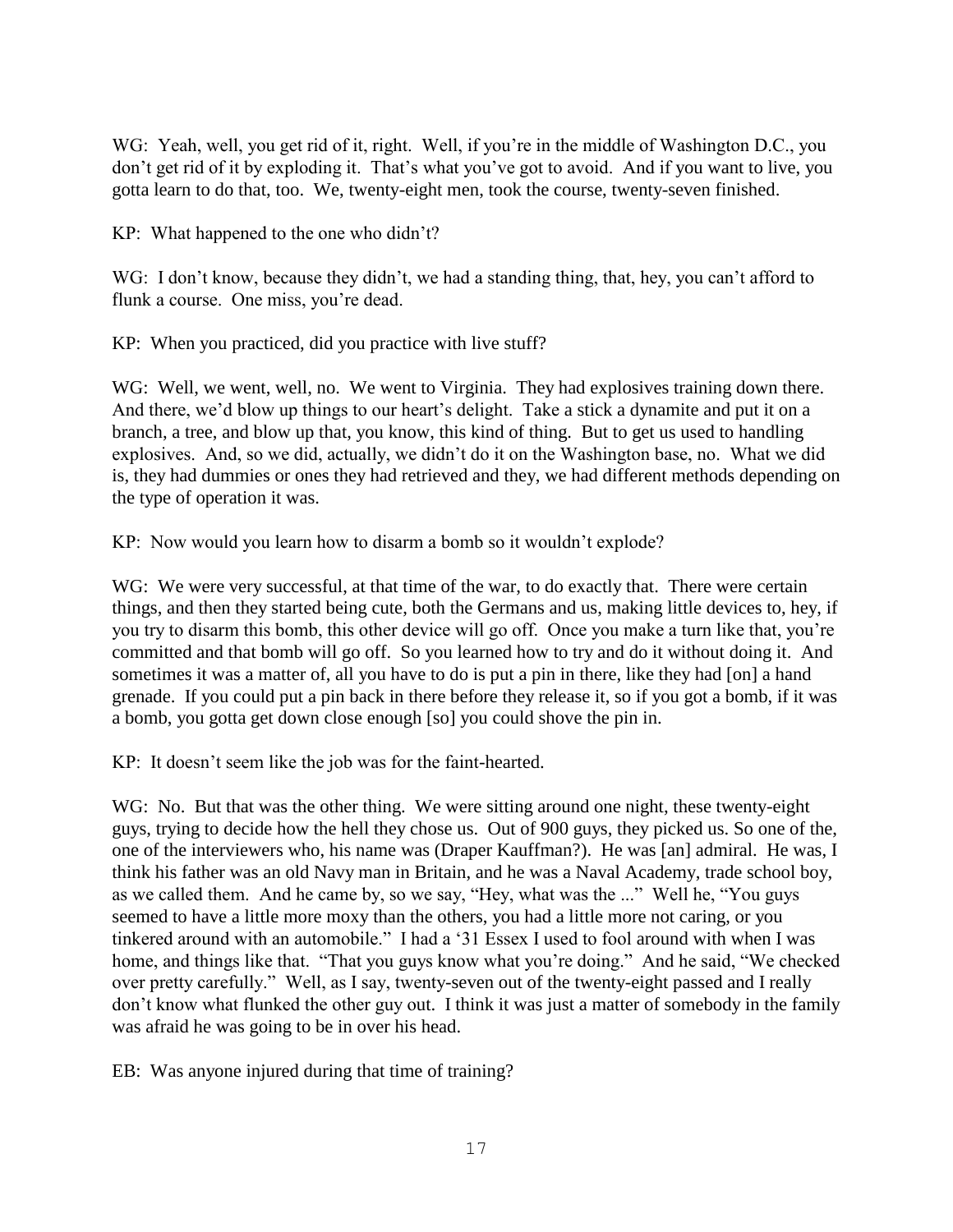WG: Yeah, well, you get rid of it, right. Well, if you're in the middle of Washington D.C., you don't get rid of it by exploding it. That's what you've got to avoid. And if you want to live, you gotta learn to do that, too. We, twenty-eight men, took the course, twenty-seven finished.

KP: What happened to the one who didn't?

WG: I don't know, because they didn't, we had a standing thing, that, hey, you can't afford to flunk a course. One miss, you're dead.

KP: When you practiced, did you practice with live stuff?

WG: Well, we went, well, no. We went to Virginia. They had explosives training down there. And there, we'd blow up things to our heart's delight. Take a stick a dynamite and put it on a branch, a tree, and blow up that, you know, this kind of thing. But to get us used to handling explosives. And, so we did, actually, we didn't do it on the Washington base, no. What we did is, they had dummies or ones they had retrieved and they, we had different methods depending on the type of operation it was.

KP: Now would you learn how to disarm a bomb so it wouldn't explode?

WG: We were very successful, at that time of the war, to do exactly that. There were certain things, and then they started being cute, both the Germans and us, making little devices to, hey, if you try to disarm this bomb, this other device will go off. Once you make a turn like that, you're committed and that bomb will go off. So you learned how to try and do it without doing it. And sometimes it was a matter of, all you have to do is put a pin in there, like they had [on] a hand grenade. If you could put a pin back in there before they release it, so if you got a bomb, if it was a bomb, you gotta get down close enough [so] you could shove the pin in.

KP: It doesn't seem like the job was for the faint-hearted.

WG: No. But that was the other thing. We were sitting around one night, these twenty-eight guys, trying to decide how the hell they chose us. Out of 900 guys, they picked us. So one of the, one of the interviewers who, his name was (Draper Kauffman?). He was [an] admiral. He was, I think his father was an old Navy man in Britain, and he was a Naval Academy, trade school boy, as we called them. And he came by, so we say, "Hey, what was the ..." Well he, "You guys seemed to have a little more moxy than the others, you had a little more not caring, or you tinkered around with an automobile." I had a '31 Essex I used to fool around with when I was home, and things like that. "That you guys know what you're doing." And he said, "We checked over pretty carefully." Well, as I say, twenty-seven out of the twenty-eight passed and I really don't know what flunked the other guy out. I think it was just a matter of somebody in the family was afraid he was going to be in over his head.

EB: Was anyone injured during that time of training?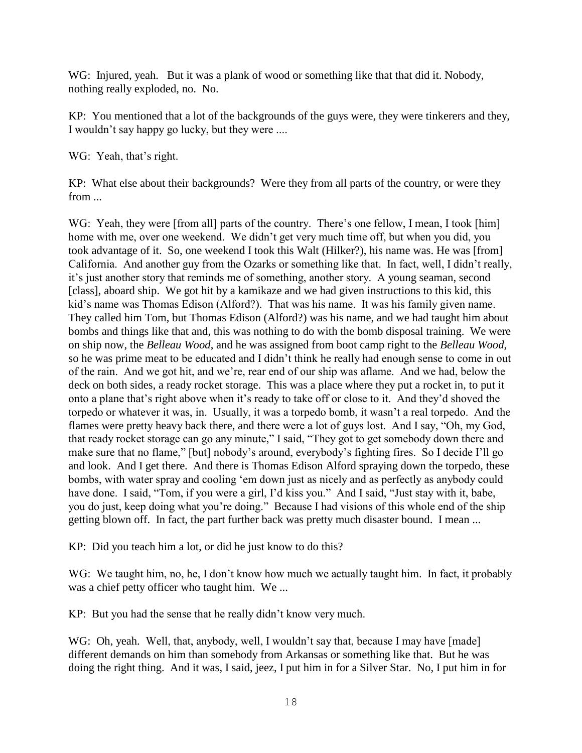WG: Injured, yeah. But it was a plank of wood or something like that that did it. Nobody, nothing really exploded, no. No.

KP: You mentioned that a lot of the backgrounds of the guys were, they were tinkerers and they, I wouldn't say happy go lucky, but they were ....

WG: Yeah, that's right.

KP: What else about their backgrounds? Were they from all parts of the country, or were they from ...

WG: Yeah, they were [from all] parts of the country. There's one fellow, I mean, I took [him] home with me, over one weekend. We didn't get very much time off, but when you did, you took advantage of it. So, one weekend I took this Walt (Hilker?), his name was. He was [from] California. And another guy from the Ozarks or something like that. In fact, well, I didn't really, it's just another story that reminds me of something, another story. A young seaman, second [class], aboard ship. We got hit by a kamikaze and we had given instructions to this kid, this kid's name was Thomas Edison (Alford?). That was his name. It was his family given name. They called him Tom, but Thomas Edison (Alford?) was his name, and we had taught him about bombs and things like that and, this was nothing to do with the bomb disposal training. We were on ship now, the *Belleau Wood*, and he was assigned from boot camp right to the *Belleau Wood*, so he was prime meat to be educated and I didn't think he really had enough sense to come in out of the rain. And we got hit, and we're, rear end of our ship was aflame. And we had, below the deck on both sides, a ready rocket storage. This was a place where they put a rocket in, to put it onto a plane that's right above when it's ready to take off or close to it. And they'd shoved the torpedo or whatever it was, in. Usually, it was a torpedo bomb, it wasn't a real torpedo. And the flames were pretty heavy back there, and there were a lot of guys lost. And I say, "Oh, my God, that ready rocket storage can go any minute," I said, "They got to get somebody down there and make sure that no flame," [but] nobody's around, everybody's fighting fires. So I decide I'll go and look. And I get there. And there is Thomas Edison Alford spraying down the torpedo, these bombs, with water spray and cooling 'em down just as nicely and as perfectly as anybody could have done. I said, "Tom, if you were a girl, I'd kiss you." And I said, "Just stay with it, babe, you do just, keep doing what you're doing." Because I had visions of this whole end of the ship getting blown off. In fact, the part further back was pretty much disaster bound. I mean ...

KP: Did you teach him a lot, or did he just know to do this?

WG: We taught him, no, he, I don't know how much we actually taught him. In fact, it probably was a chief petty officer who taught him. We ...

KP: But you had the sense that he really didn't know very much.

WG: Oh, yeah. Well, that, anybody, well, I wouldn't say that, because I may have [made] different demands on him than somebody from Arkansas or something like that. But he was doing the right thing. And it was, I said, jeez, I put him in for a Silver Star. No, I put him in for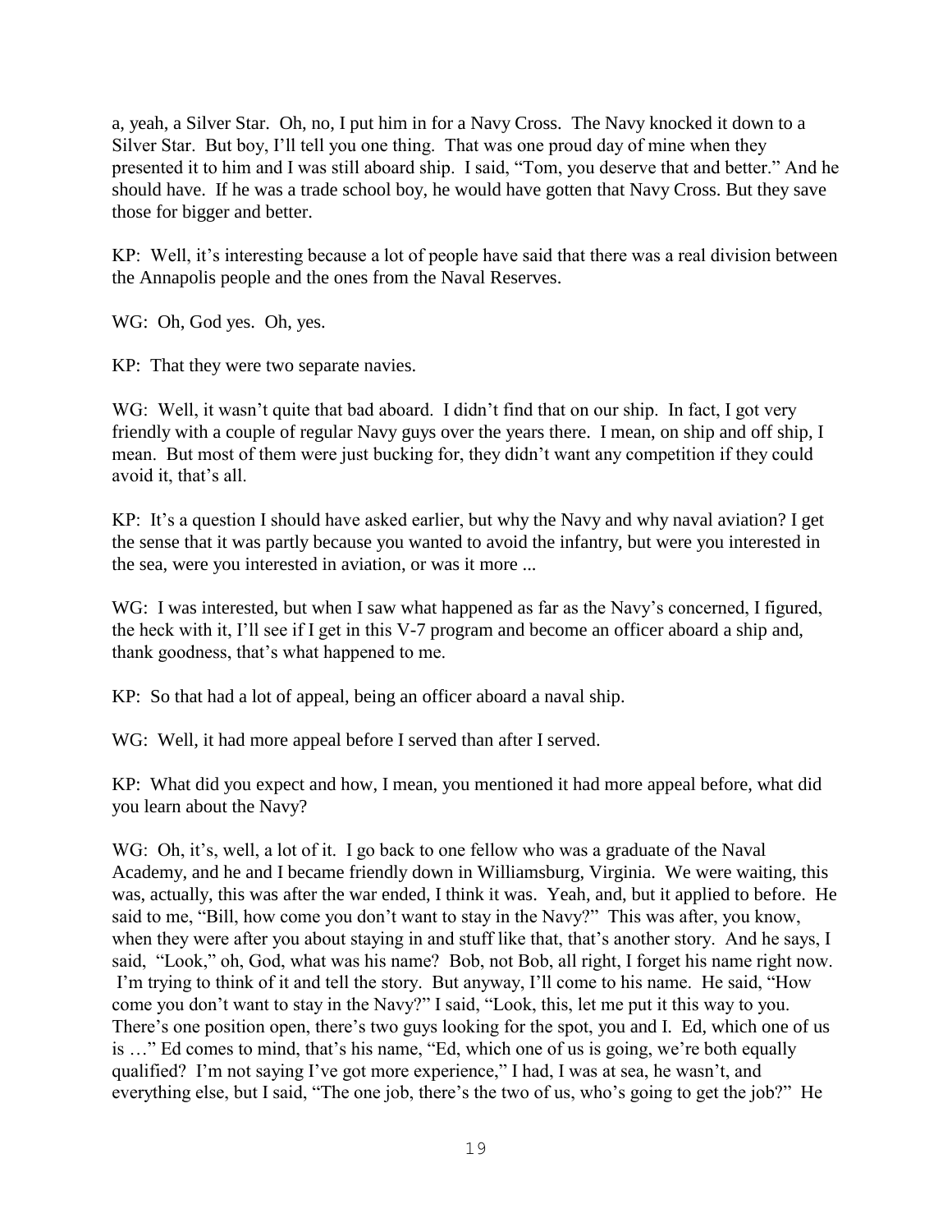a, yeah, a Silver Star. Oh, no, I put him in for a Navy Cross. The Navy knocked it down to a Silver Star. But boy, I'll tell you one thing. That was one proud day of mine when they presented it to him and I was still aboard ship. I said, "Tom, you deserve that and better." And he should have. If he was a trade school boy, he would have gotten that Navy Cross. But they save those for bigger and better.

KP: Well, it's interesting because a lot of people have said that there was a real division between the Annapolis people and the ones from the Naval Reserves.

WG: Oh, God yes. Oh, yes.

KP: That they were two separate navies.

WG: Well, it wasn't quite that bad aboard. I didn't find that on our ship. In fact, I got very friendly with a couple of regular Navy guys over the years there. I mean, on ship and off ship, I mean. But most of them were just bucking for, they didn't want any competition if they could avoid it, that's all.

KP: It's a question I should have asked earlier, but why the Navy and why naval aviation? I get the sense that it was partly because you wanted to avoid the infantry, but were you interested in the sea, were you interested in aviation, or was it more ...

WG: I was interested, but when I saw what happened as far as the Navy's concerned, I figured, the heck with it, I'll see if I get in this V-7 program and become an officer aboard a ship and, thank goodness, that's what happened to me.

KP: So that had a lot of appeal, being an officer aboard a naval ship.

WG: Well, it had more appeal before I served than after I served.

KP: What did you expect and how, I mean, you mentioned it had more appeal before, what did you learn about the Navy?

WG: Oh, it's, well, a lot of it. I go back to one fellow who was a graduate of the Naval Academy, and he and I became friendly down in Williamsburg, Virginia. We were waiting, this was, actually, this was after the war ended, I think it was. Yeah, and, but it applied to before. He said to me, "Bill, how come you don't want to stay in the Navy?" This was after, you know, when they were after you about staying in and stuff like that, that's another story. And he says, I said, "Look," oh, God, what was his name? Bob, not Bob, all right, I forget his name right now. I'm trying to think of it and tell the story. But anyway, I'll come to his name. He said, "How come you don't want to stay in the Navy?" I said, "Look, this, let me put it this way to you. There's one position open, there's two guys looking for the spot, you and I. Ed, which one of us is …" Ed comes to mind, that's his name, "Ed, which one of us is going, we're both equally qualified? I'm not saying I've got more experience," I had, I was at sea, he wasn't, and everything else, but I said, "The one job, there's the two of us, who's going to get the job?" He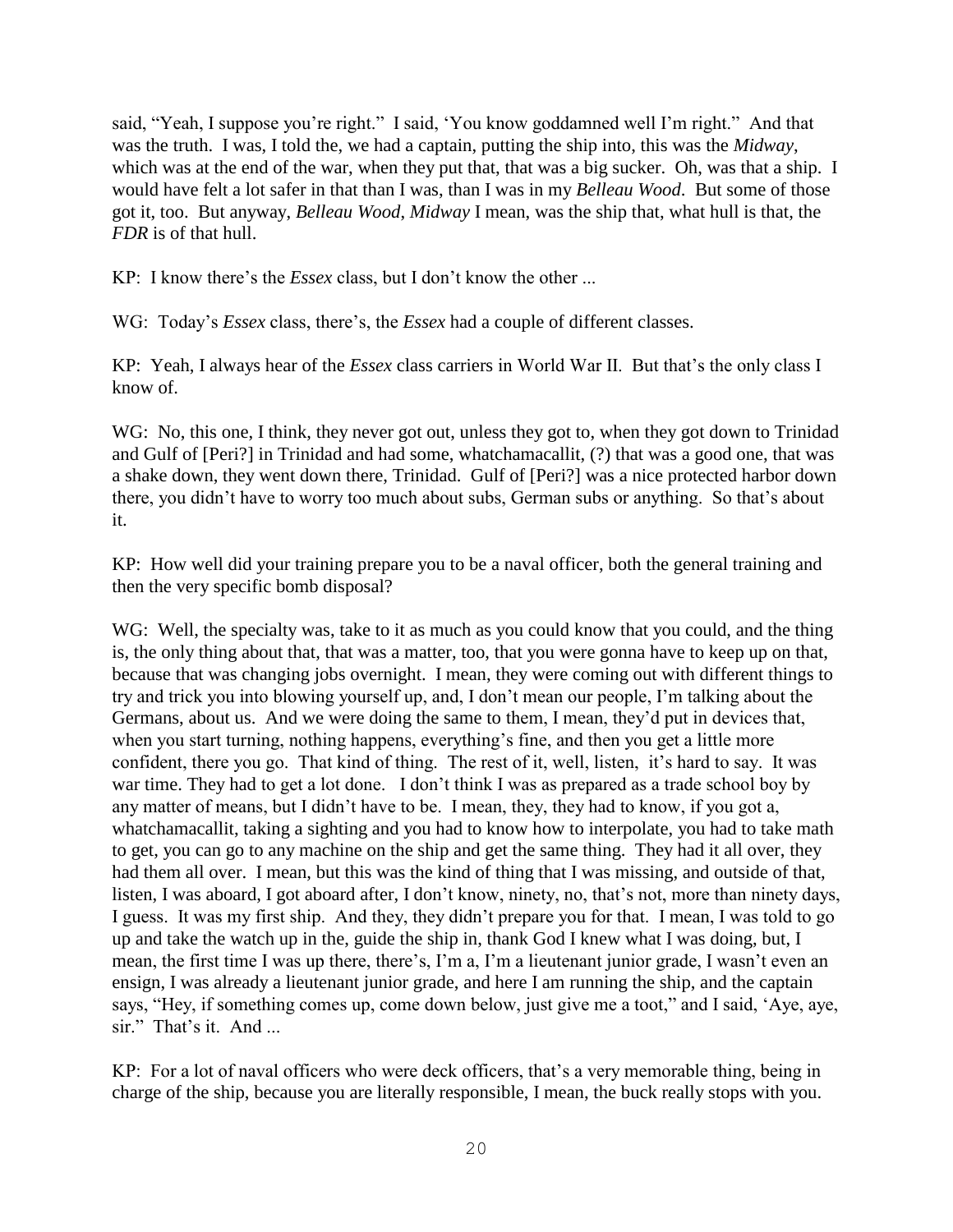said, "Yeah, I suppose you're right." I said, 'You know goddamned well I'm right." And that was the truth. I was, I told the, we had a captain, putting the ship into, this was the *Midway*, which was at the end of the war, when they put that, that was a big sucker. Oh, was that a ship. I would have felt a lot safer in that than I was, than I was in my *Belleau Wood*. But some of those got it, too. But anyway, *Belleau Wood*, *Midway* I mean, was the ship that, what hull is that, the *FDR* is of that hull.

KP: I know there's the *Essex* class, but I don't know the other ...

WG: Today's *Essex* class, there's, the *Essex* had a couple of different classes.

KP: Yeah, I always hear of the *Essex* class carriers in World War II. But that's the only class I know of.

WG: No, this one, I think, they never got out, unless they got to, when they got down to Trinidad and Gulf of [Peri?] in Trinidad and had some, whatchamacallit, (?) that was a good one, that was a shake down, they went down there, Trinidad. Gulf of [Peri?] was a nice protected harbor down there, you didn't have to worry too much about subs, German subs or anything. So that's about it.

KP: How well did your training prepare you to be a naval officer, both the general training and then the very specific bomb disposal?

WG: Well, the specialty was, take to it as much as you could know that you could, and the thing is, the only thing about that, that was a matter, too, that you were gonna have to keep up on that, because that was changing jobs overnight. I mean, they were coming out with different things to try and trick you into blowing yourself up, and, I don't mean our people, I'm talking about the Germans, about us. And we were doing the same to them, I mean, they'd put in devices that, when you start turning, nothing happens, everything's fine, and then you get a little more confident, there you go. That kind of thing. The rest of it, well, listen, it's hard to say. It was war time. They had to get a lot done. I don't think I was as prepared as a trade school boy by any matter of means, but I didn't have to be. I mean, they, they had to know, if you got a, whatchamacallit, taking a sighting and you had to know how to interpolate, you had to take math to get, you can go to any machine on the ship and get the same thing. They had it all over, they had them all over. I mean, but this was the kind of thing that I was missing, and outside of that, listen, I was aboard, I got aboard after, I don't know, ninety, no, that's not, more than ninety days, I guess. It was my first ship. And they, they didn't prepare you for that. I mean, I was told to go up and take the watch up in the, guide the ship in, thank God I knew what I was doing, but, I mean, the first time I was up there, there's, I'm a, I'm a lieutenant junior grade, I wasn't even an ensign, I was already a lieutenant junior grade, and here I am running the ship, and the captain says, "Hey, if something comes up, come down below, just give me a toot," and I said, 'Aye, aye, sir." That's it. And ...

KP: For a lot of naval officers who were deck officers, that's a very memorable thing, being in charge of the ship, because you are literally responsible, I mean, the buck really stops with you.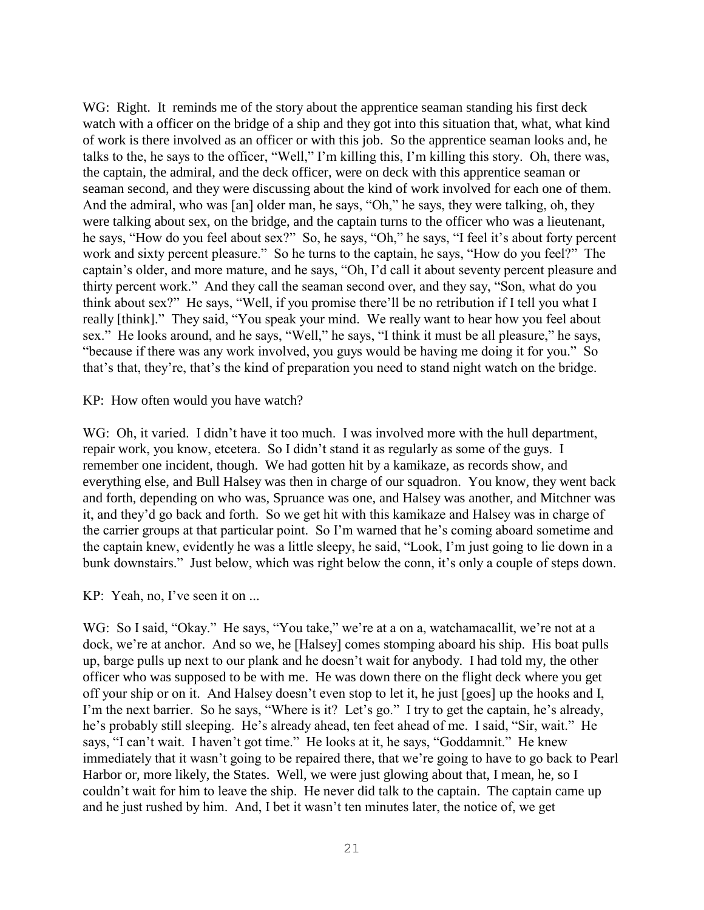WG: Right. It reminds me of the story about the apprentice seaman standing his first deck watch with a officer on the bridge of a ship and they got into this situation that, what, what kind of work is there involved as an officer or with this job. So the apprentice seaman looks and, he talks to the, he says to the officer, "Well," I'm killing this, I'm killing this story. Oh, there was, the captain, the admiral, and the deck officer, were on deck with this apprentice seaman or seaman second, and they were discussing about the kind of work involved for each one of them. And the admiral, who was [an] older man, he says, "Oh," he says, they were talking, oh, they were talking about sex, on the bridge, and the captain turns to the officer who was a lieutenant, he says, "How do you feel about sex?" So, he says, "Oh," he says, "I feel it's about forty percent work and sixty percent pleasure." So he turns to the captain, he says, "How do you feel?" The captain's older, and more mature, and he says, "Oh, I'd call it about seventy percent pleasure and thirty percent work." And they call the seaman second over, and they say, "Son, what do you think about sex?" He says, "Well, if you promise there'll be no retribution if I tell you what I really [think]." They said, "You speak your mind. We really want to hear how you feel about sex." He looks around, and he says, "Well," he says, "I think it must be all pleasure," he says, "because if there was any work involved, you guys would be having me doing it for you." So that's that, they're, that's the kind of preparation you need to stand night watch on the bridge.

KP: How often would you have watch?

WG: Oh, it varied. I didn't have it too much. I was involved more with the hull department, repair work, you know, etcetera. So I didn't stand it as regularly as some of the guys. I remember one incident, though. We had gotten hit by a kamikaze, as records show, and everything else, and Bull Halsey was then in charge of our squadron. You know, they went back and forth, depending on who was, Spruance was one, and Halsey was another, and Mitchner was it, and they'd go back and forth. So we get hit with this kamikaze and Halsey was in charge of the carrier groups at that particular point. So I'm warned that he's coming aboard sometime and the captain knew, evidently he was a little sleepy, he said, "Look, I'm just going to lie down in a bunk downstairs." Just below, which was right below the conn, it's only a couple of steps down.

KP: Yeah, no, I've seen it on ...

WG: So I said, "Okay." He says, "You take," we're at a on a, watchamacallit, we're not at a dock, we're at anchor. And so we, he [Halsey] comes stomping aboard his ship. His boat pulls up, barge pulls up next to our plank and he doesn't wait for anybody. I had told my, the other officer who was supposed to be with me. He was down there on the flight deck where you get off your ship or on it. And Halsey doesn't even stop to let it, he just [goes] up the hooks and I, I'm the next barrier. So he says, "Where is it? Let's go." I try to get the captain, he's already, he's probably still sleeping. He's already ahead, ten feet ahead of me. I said, "Sir, wait." He says, "I can't wait. I haven't got time." He looks at it, he says, "Goddamnit." He knew immediately that it wasn't going to be repaired there, that we're going to have to go back to Pearl Harbor or, more likely, the States. Well, we were just glowing about that, I mean, he, so I couldn't wait for him to leave the ship. He never did talk to the captain. The captain came up and he just rushed by him. And, I bet it wasn't ten minutes later, the notice of, we get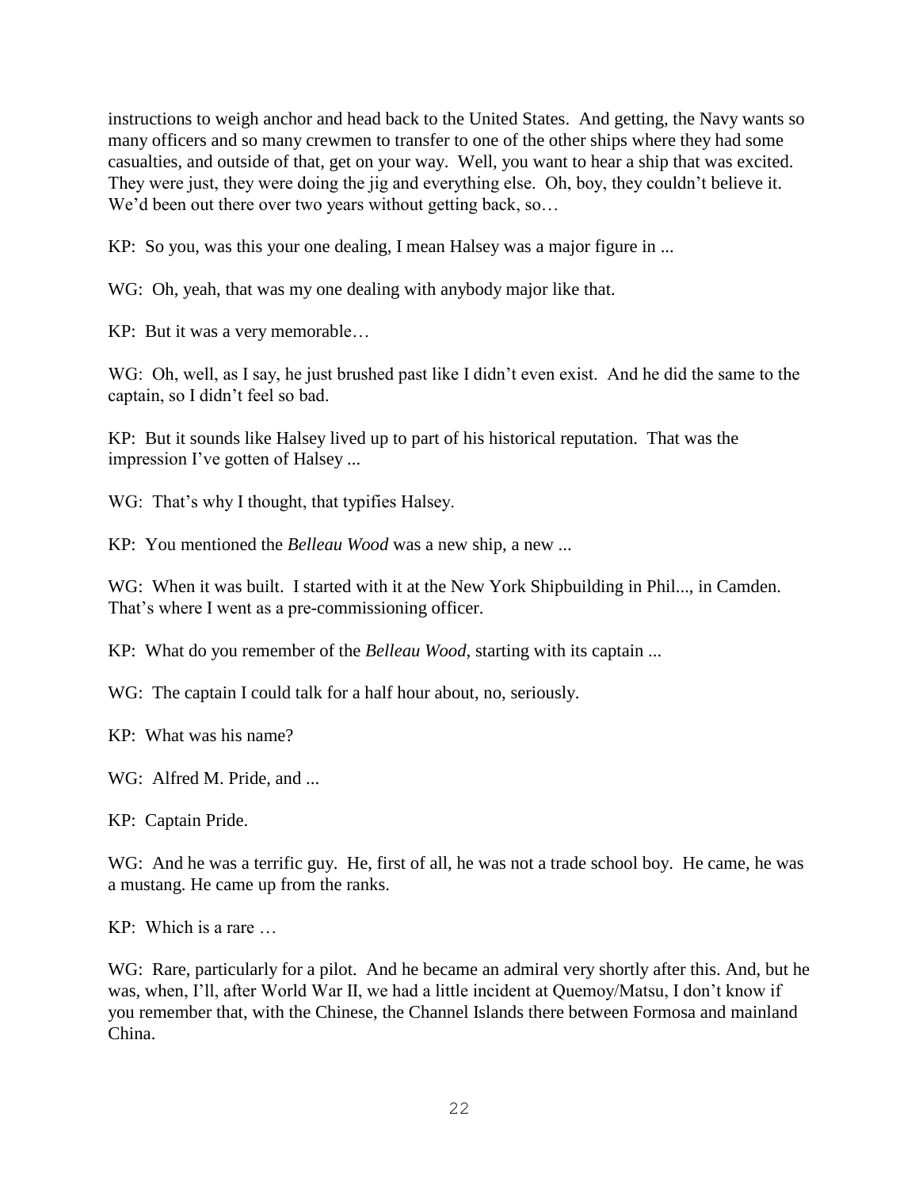instructions to weigh anchor and head back to the United States. And getting, the Navy wants so many officers and so many crewmen to transfer to one of the other ships where they had some casualties, and outside of that, get on your way. Well, you want to hear a ship that was excited. They were just, they were doing the jig and everything else. Oh, boy, they couldn't believe it. We'd been out there over two years without getting back, so…

KP: So you, was this your one dealing, I mean Halsey was a major figure in ...

WG: Oh, yeah, that was my one dealing with anybody major like that.

KP: But it was a very memorable…

WG: Oh, well, as I say, he just brushed past like I didn't even exist. And he did the same to the captain, so I didn't feel so bad.

KP: But it sounds like Halsey lived up to part of his historical reputation. That was the impression I've gotten of Halsey ...

WG: That's why I thought, that typifies Halsey.

KP: You mentioned the *Belleau Wood* was a new ship, a new ...

WG: When it was built. I started with it at the New York Shipbuilding in Phil..., in Camden. That's where I went as a pre-commissioning officer.

KP: What do you remember of the *Belleau Wood*, starting with its captain ...

WG: The captain I could talk for a half hour about, no, seriously.

KP: What was his name?

WG: Alfred M. Pride, and ...

KP: Captain Pride.

WG: And he was a terrific guy. He, first of all, he was not a trade school boy. He came, he was a mustang. He came up from the ranks.

KP: Which is a rare …

WG: Rare, particularly for a pilot. And he became an admiral very shortly after this. And, but he was, when, I'll, after World War II, we had a little incident at Quemoy/Matsu, I don't know if you remember that, with the Chinese, the Channel Islands there between Formosa and mainland China.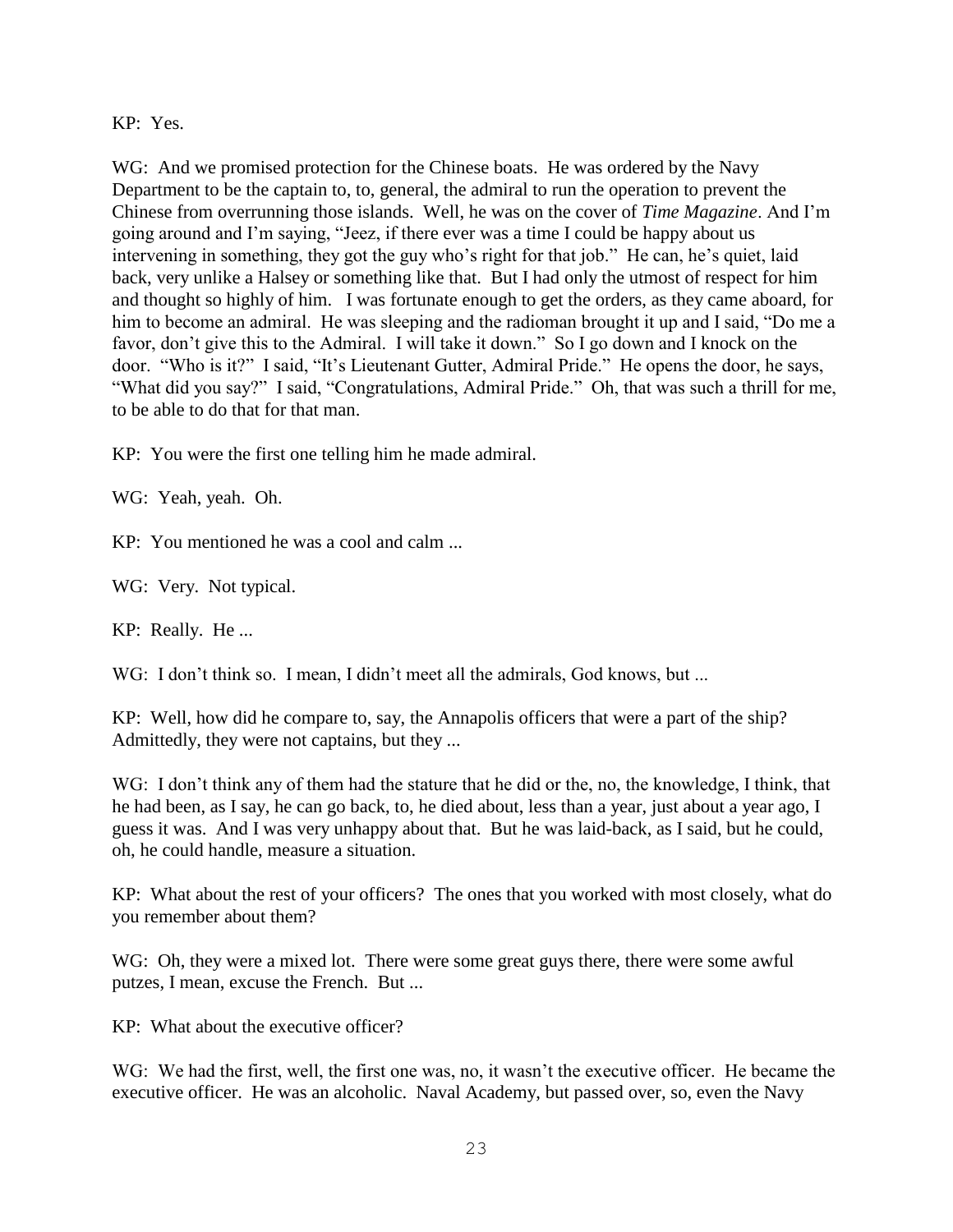KP: Yes.

WG: And we promised protection for the Chinese boats. He was ordered by the Navy Department to be the captain to, to, general, the admiral to run the operation to prevent the Chinese from overrunning those islands. Well, he was on the cover of *Time Magazine*. And I'm going around and I'm saying, "Jeez, if there ever was a time I could be happy about us intervening in something, they got the guy who's right for that job." He can, he's quiet, laid back, very unlike a Halsey or something like that. But I had only the utmost of respect for him and thought so highly of him. I was fortunate enough to get the orders, as they came aboard, for him to become an admiral. He was sleeping and the radioman brought it up and I said, "Do me a favor, don't give this to the Admiral. I will take it down." So I go down and I knock on the door. "Who is it?" I said, "It's Lieutenant Gutter, Admiral Pride." He opens the door, he says, "What did you say?" I said, "Congratulations, Admiral Pride." Oh, that was such a thrill for me, to be able to do that for that man.

KP: You were the first one telling him he made admiral.

WG: Yeah, yeah. Oh.

KP: You mentioned he was a cool and calm ...

WG: Very. Not typical.

KP: Really. He ...

WG: I don't think so. I mean, I didn't meet all the admirals, God knows, but ...

KP: Well, how did he compare to, say, the Annapolis officers that were a part of the ship? Admittedly, they were not captains, but they ...

WG: I don't think any of them had the stature that he did or the, no, the knowledge, I think, that he had been, as I say, he can go back, to, he died about, less than a year, just about a year ago, I guess it was. And I was very unhappy about that. But he was laid-back, as I said, but he could, oh, he could handle, measure a situation.

KP: What about the rest of your officers? The ones that you worked with most closely, what do you remember about them?

WG: Oh, they were a mixed lot. There were some great guys there, there were some awful putzes, I mean, excuse the French. But ...

KP: What about the executive officer?

WG: We had the first, well, the first one was, no, it wasn't the executive officer. He became the executive officer. He was an alcoholic. Naval Academy, but passed over, so, even the Navy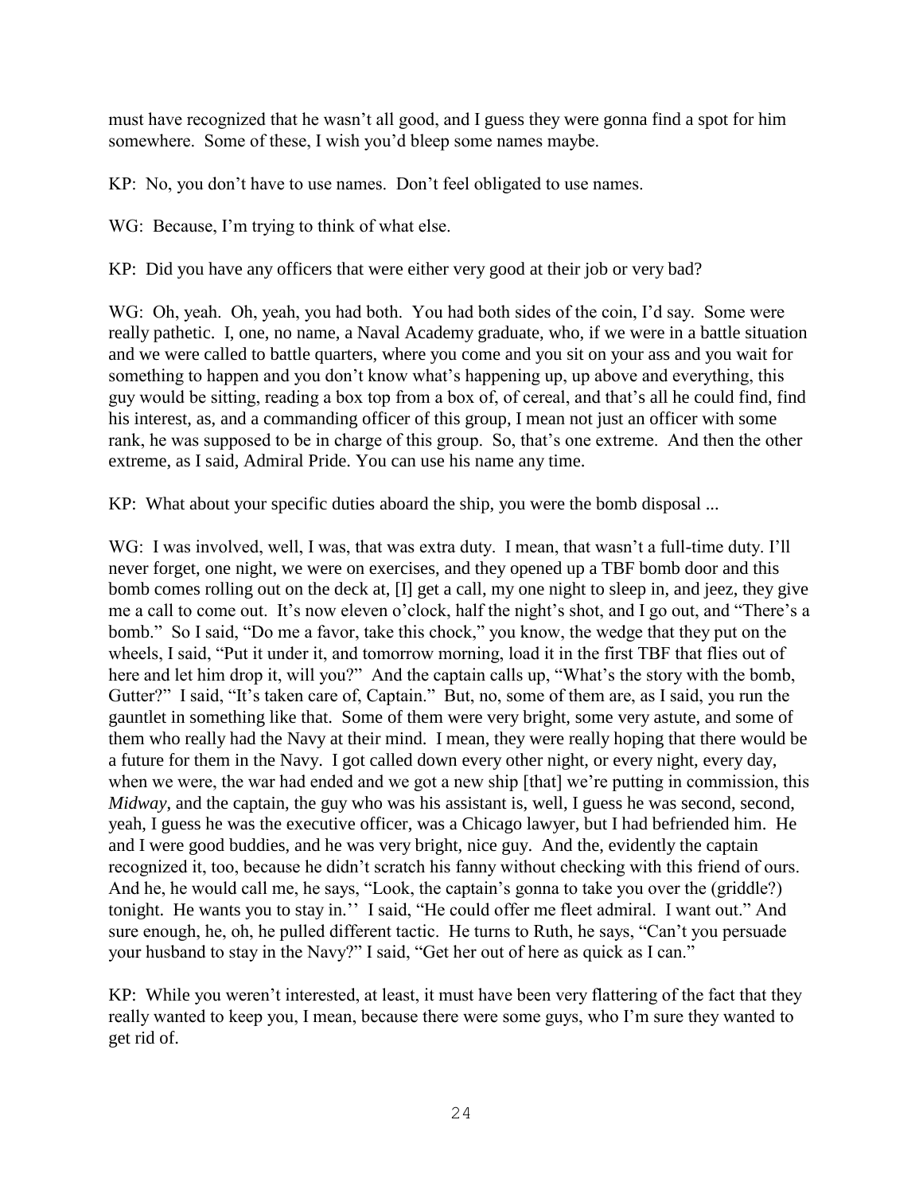must have recognized that he wasn't all good, and I guess they were gonna find a spot for him somewhere. Some of these, I wish you'd bleep some names maybe.

KP: No, you don't have to use names. Don't feel obligated to use names.

WG: Because, I'm trying to think of what else.

KP: Did you have any officers that were either very good at their job or very bad?

WG: Oh, yeah. Oh, yeah, you had both. You had both sides of the coin, I'd say. Some were really pathetic. I, one, no name, a Naval Academy graduate, who, if we were in a battle situation and we were called to battle quarters, where you come and you sit on your ass and you wait for something to happen and you don't know what's happening up, up above and everything, this guy would be sitting, reading a box top from a box of, of cereal, and that's all he could find, find his interest, as, and a commanding officer of this group, I mean not just an officer with some rank, he was supposed to be in charge of this group. So, that's one extreme. And then the other extreme, as I said, Admiral Pride. You can use his name any time.

KP: What about your specific duties aboard the ship, you were the bomb disposal ...

WG: I was involved, well, I was, that was extra duty. I mean, that wasn't a full-time duty. I'll never forget, one night, we were on exercises, and they opened up a TBF bomb door and this bomb comes rolling out on the deck at, [I] get a call, my one night to sleep in, and jeez, they give me a call to come out. It's now eleven o'clock, half the night's shot, and I go out, and "There's a bomb." So I said, "Do me a favor, take this chock," you know, the wedge that they put on the wheels, I said, "Put it under it, and tomorrow morning, load it in the first TBF that flies out of here and let him drop it, will you?" And the captain calls up, "What's the story with the bomb, Gutter?" I said, "It's taken care of, Captain." But, no, some of them are, as I said, you run the gauntlet in something like that. Some of them were very bright, some very astute, and some of them who really had the Navy at their mind. I mean, they were really hoping that there would be a future for them in the Navy. I got called down every other night, or every night, every day, when we were, the war had ended and we got a new ship [that] we're putting in commission, this *Midway*, and the captain, the guy who was his assistant is, well, I guess he was second, second, yeah, I guess he was the executive officer, was a Chicago lawyer, but I had befriended him. He and I were good buddies, and he was very bright, nice guy. And the, evidently the captain recognized it, too, because he didn't scratch his fanny without checking with this friend of ours. And he, he would call me, he says, "Look, the captain's gonna to take you over the (griddle?) tonight. He wants you to stay in.'' I said, "He could offer me fleet admiral. I want out." And sure enough, he, oh, he pulled different tactic. He turns to Ruth, he says, "Can't you persuade your husband to stay in the Navy?" I said, "Get her out of here as quick as I can."

KP: While you weren't interested, at least, it must have been very flattering of the fact that they really wanted to keep you, I mean, because there were some guys, who I'm sure they wanted to get rid of.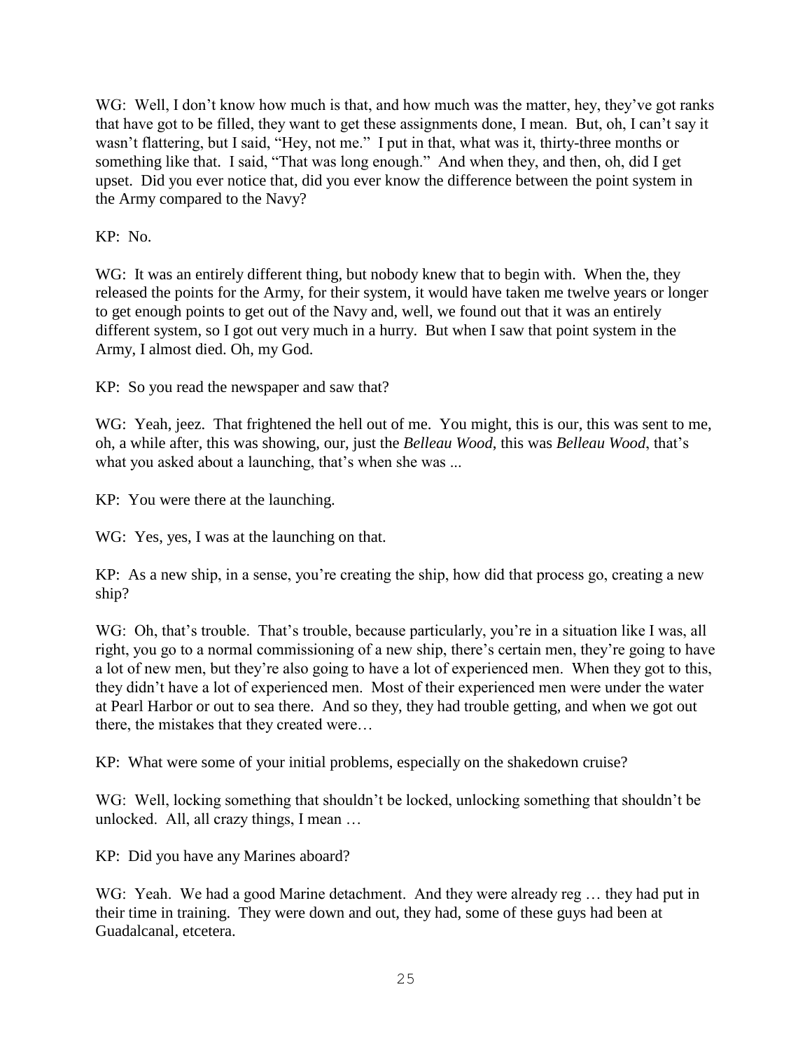WG: Well, I don't know how much is that, and how much was the matter, hey, they've got ranks that have got to be filled, they want to get these assignments done, I mean. But, oh, I can't say it wasn't flattering, but I said, "Hey, not me." I put in that, what was it, thirty-three months or something like that. I said, "That was long enough." And when they, and then, oh, did I get upset. Did you ever notice that, did you ever know the difference between the point system in the Army compared to the Navy?

KP: No.

WG: It was an entirely different thing, but nobody knew that to begin with. When the, they released the points for the Army, for their system, it would have taken me twelve years or longer to get enough points to get out of the Navy and, well, we found out that it was an entirely different system, so I got out very much in a hurry. But when I saw that point system in the Army, I almost died. Oh, my God.

KP: So you read the newspaper and saw that?

WG: Yeah, jeez. That frightened the hell out of me. You might, this is our, this was sent to me, oh, a while after, this was showing, our, just the *Belleau Wood*, this was *Belleau Wood*, that's what you asked about a launching, that's when she was ...

KP: You were there at the launching.

WG: Yes, yes, I was at the launching on that.

KP: As a new ship, in a sense, you're creating the ship, how did that process go, creating a new ship?

WG: Oh, that's trouble. That's trouble, because particularly, you're in a situation like I was, all right, you go to a normal commissioning of a new ship, there's certain men, they're going to have a lot of new men, but they're also going to have a lot of experienced men. When they got to this, they didn't have a lot of experienced men. Most of their experienced men were under the water at Pearl Harbor or out to sea there. And so they, they had trouble getting, and when we got out there, the mistakes that they created were…

KP: What were some of your initial problems, especially on the shakedown cruise?

WG: Well, locking something that shouldn't be locked, unlocking something that shouldn't be unlocked. All, all crazy things, I mean …

KP: Did you have any Marines aboard?

WG: Yeah. We had a good Marine detachment. And they were already reg … they had put in their time in training. They were down and out, they had, some of these guys had been at Guadalcanal, etcetera.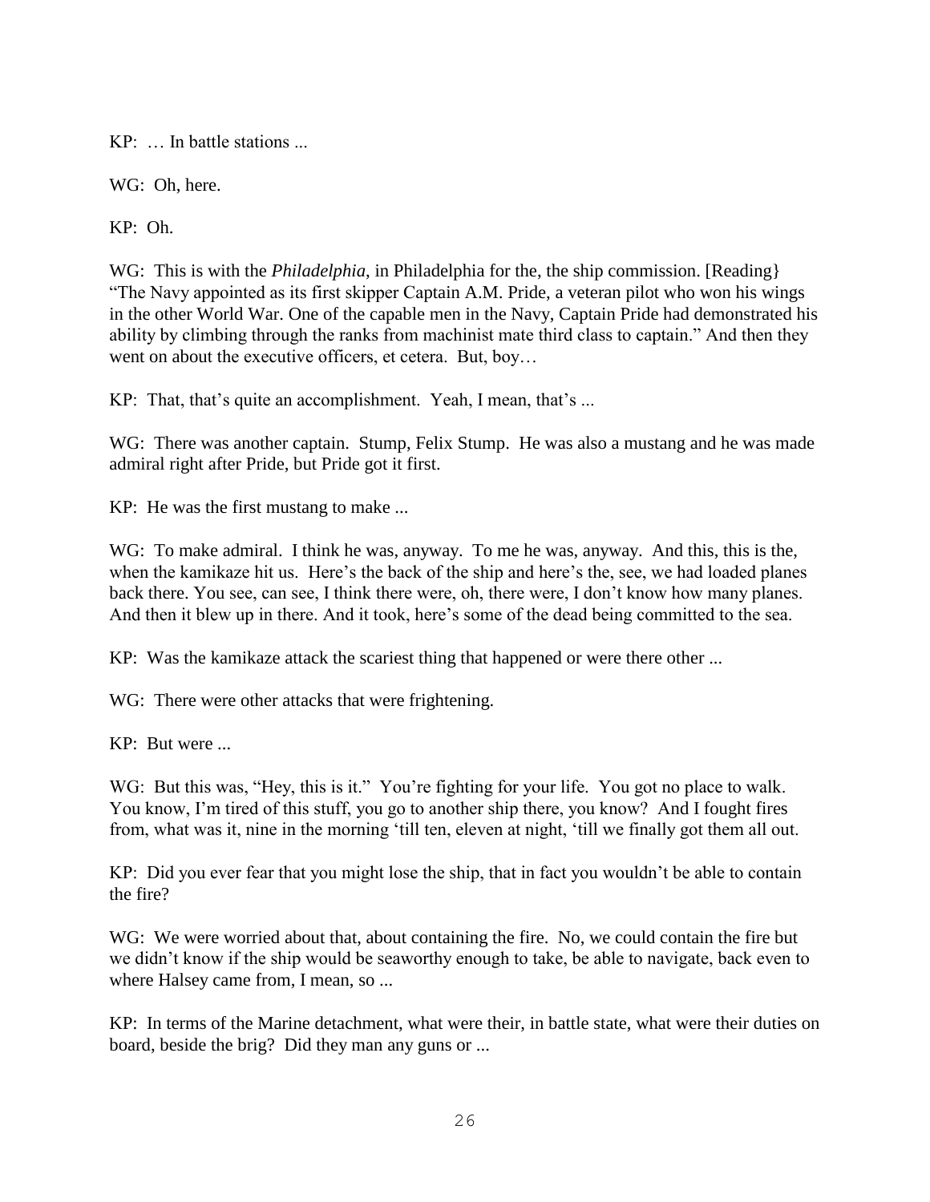KP:  … In battle stations ...

WG:  Oh, here.

KP:  Oh.

WG:  This is with the *Philadelphia*, in Philadelphia for the, the ship commission. [Reading} "The Navy appointed as its first skipper Captain A.M. Pride, a veteran pilot who won his wings in the other World War. One of the capable men in the Navy, Captain Pride had demonstrated his ability by climbing through the ranks from machinist mate third class to captain." And then they went on about the executive officers, et cetera.  But, boy…

KP:  That, that's quite an accomplishment.  Yeah, I mean, that's ...

WG:  There was another captain.  Stump, Felix Stump.  He was also a mustang and he was made admiral right after Pride, but Pride got it first.

KP:  He was the first mustang to make ...

WG:  To make admiral.  I think he was, anyway.  To me he was, anyway.  And this, this is the, when the kamikaze hit us.  Here's the back of the ship and here's the, see, we had loaded planes back there. You see, can see, I think there were, oh, there were, I don't know how many planes. And then it blew up in there. And it took, here's some of the dead being committed to the sea.

KP:  Was the kamikaze attack the scariest thing that happened or were there other ...

WG:  There were other attacks that were frightening.

KP:  But were ...

WG:  But this was, "Hey, this is it."  You're fighting for your life.  You got no place to walk. You know, I'm tired of this stuff, you go to another ship there, you know?  And I fought fires from, what was it, nine in the morning 'till ten, eleven at night, 'till we finally got them all out.

KP:  Did you ever fear that you might lose the ship, that in fact you wouldn't be able to contain the fire?

WG:  We were worried about that, about containing the fire.  No, we could contain the fire but we didn't know if the ship would be seaworthy enough to take, be able to navigate, back even to where Halsey came from, I mean, so ...

KP:  In terms of the Marine detachment, what were their, in battle state, what were their duties on board, beside the brig?  Did they man any guns or ...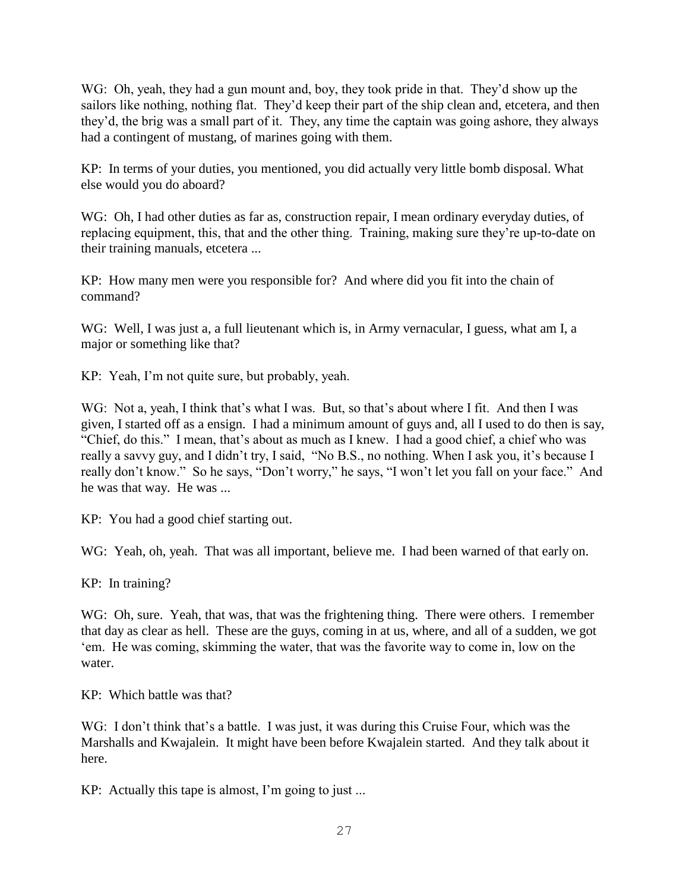WG: Oh, yeah, they had a gun mount and, boy, they took pride in that. They'd show up the sailors like nothing, nothing flat. They'd keep their part of the ship clean and, etcetera, and then they'd, the brig was a small part of it. They, any time the captain was going ashore, they always had a contingent of mustang, of marines going with them.

KP: In terms of your duties, you mentioned, you did actually very little bomb disposal. What else would you do aboard?

WG: Oh, I had other duties as far as, construction repair, I mean ordinary everyday duties, of replacing equipment, this, that and the other thing. Training, making sure they're up-to-date on their training manuals, etcetera ...

KP: How many men were you responsible for? And where did you fit into the chain of command?

WG: Well, I was just a, a full lieutenant which is, in Army vernacular, I guess, what am I, a major or something like that?

KP: Yeah, I'm not quite sure, but probably, yeah.

WG: Not a, yeah, I think that's what I was. But, so that's about where I fit. And then I was given, I started off as a ensign. I had a minimum amount of guys and, all I used to do then is say, "Chief, do this." I mean, that's about as much as I knew. I had a good chief, a chief who was really a savvy guy, and I didn't try, I said, "No B.S., no nothing. When I ask you, it's because I really don't know." So he says, "Don't worry," he says, "I won't let you fall on your face." And he was that way. He was ...

KP: You had a good chief starting out.

WG: Yeah, oh, yeah. That was all important, believe me. I had been warned of that early on.

KP: In training?

WG: Oh, sure. Yeah, that was, that was the frightening thing. There were others. I remember that day as clear as hell. These are the guys, coming in at us, where, and all of a sudden, we got 'em. He was coming, skimming the water, that was the favorite way to come in, low on the water.

KP: Which battle was that?

WG: I don't think that's a battle. I was just, it was during this Cruise Four, which was the Marshalls and Kwajalein. It might have been before Kwajalein started. And they talk about it here.

KP: Actually this tape is almost, I'm going to just ...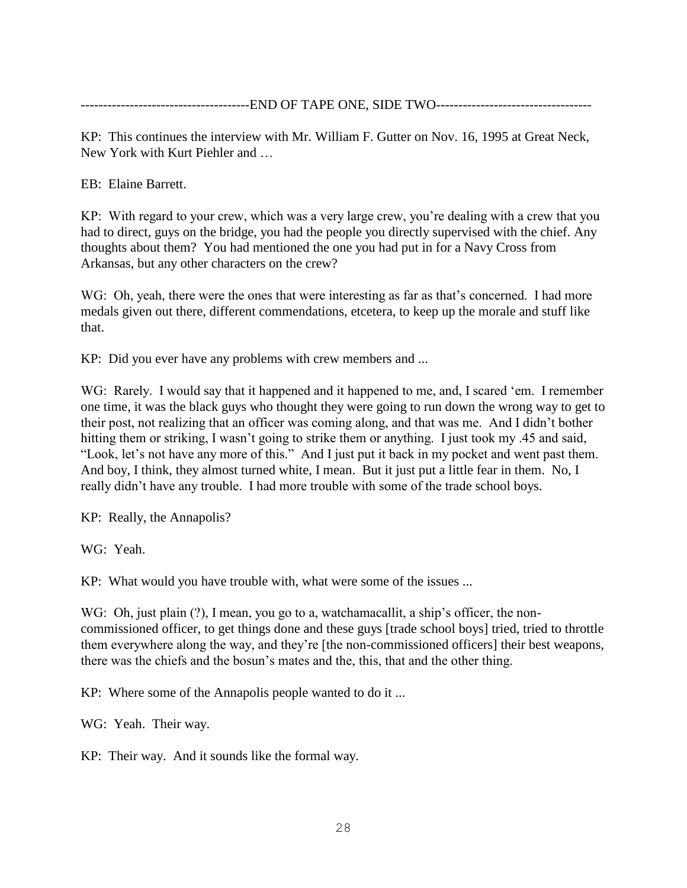--------------------------------------END OF TAPE ONE, SIDE TWO-----------------------------------

KP: This continues the interview with Mr. William F. Gutter on Nov. 16, 1995 at Great Neck, New York with Kurt Piehler and …

EB: Elaine Barrett.

KP: With regard to your crew, which was a very large crew, you're dealing with a crew that you had to direct, guys on the bridge, you had the people you directly supervised with the chief. Any thoughts about them? You had mentioned the one you had put in for a Navy Cross from Arkansas, but any other characters on the crew?

WG: Oh, yeah, there were the ones that were interesting as far as that's concerned. I had more medals given out there, different commendations, etcetera, to keep up the morale and stuff like that.

KP: Did you ever have any problems with crew members and ...

WG: Rarely. I would say that it happened and it happened to me, and, I scared 'em. I remember one time, it was the black guys who thought they were going to run down the wrong way to get to their post, not realizing that an officer was coming along, and that was me. And I didn't bother hitting them or striking, I wasn't going to strike them or anything. I just took my .45 and said, "Look, let's not have any more of this." And I just put it back in my pocket and went past them. And boy, I think, they almost turned white, I mean. But it just put a little fear in them. No, I really didn't have any trouble. I had more trouble with some of the trade school boys.

KP: Really, the Annapolis?

WG: Yeah.

KP: What would you have trouble with, what were some of the issues ...

WG: Oh, just plain (?), I mean, you go to a, watchamacallit, a ship's officer, the non-commissioned officer, to get things done and these guys [trade school boys] tried, tried to throttle them everywhere along the way, and they're [the non-commissioned officers] their best weapons, there was the chiefs and the bosun's mates and the, this, that and the other thing.

KP: Where some of the Annapolis people wanted to do it ...

WG: Yeah. Their way.

KP: Their way. And it sounds like the formal way.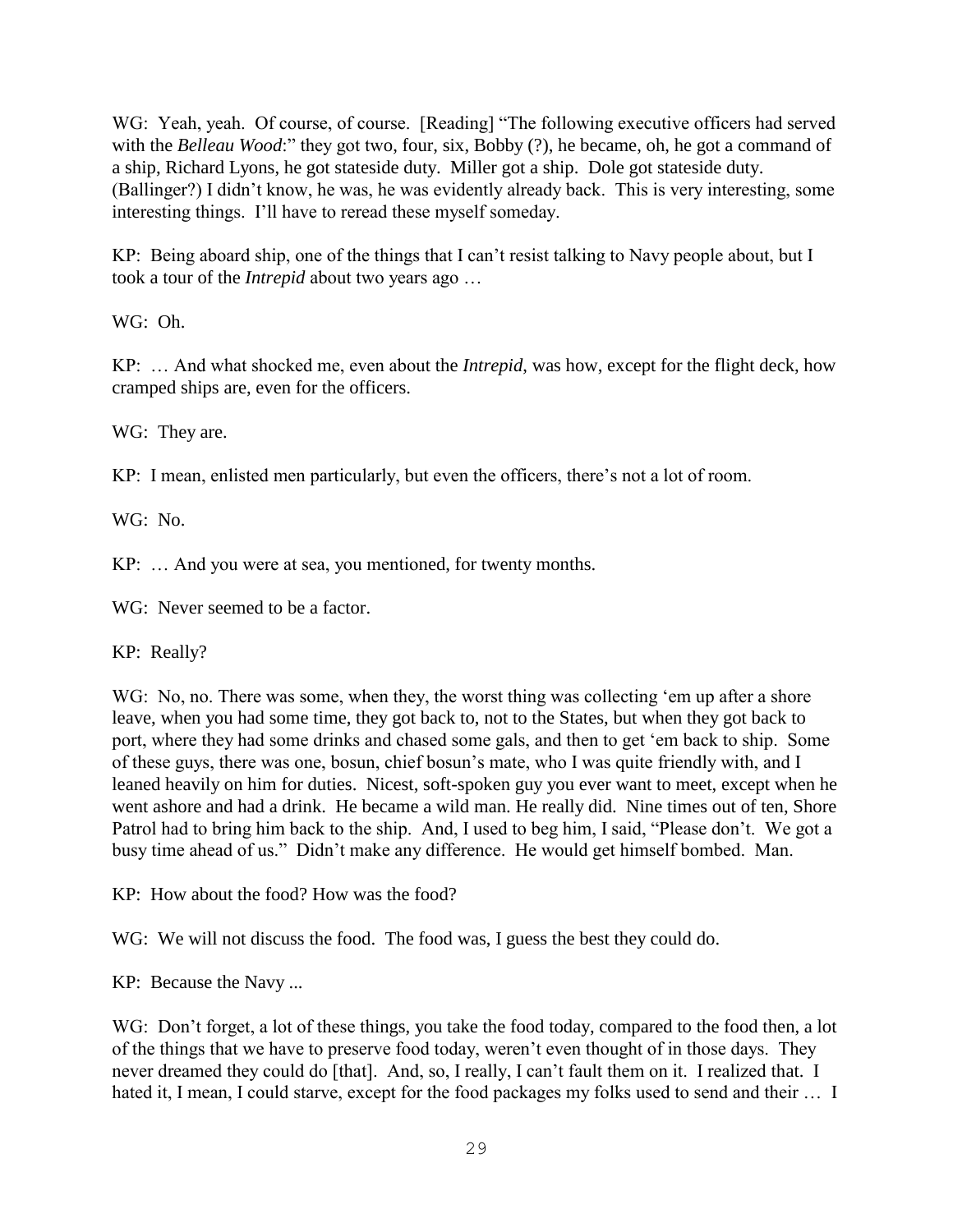WG: Yeah, yeah. Of course, of course. [Reading] "The following executive officers had served with the *Belleau Wood*:" they got two, four, six, Bobby (?), he became, oh, he got a command of a ship, Richard Lyons, he got stateside duty. Miller got a ship. Dole got stateside duty. (Ballinger?) I didn't know, he was, he was evidently already back. This is very interesting, some interesting things. I'll have to reread these myself someday.

KP: Being aboard ship, one of the things that I can't resist talking to Navy people about, but I took a tour of the *Intrepid* about two years ago …

WG: Oh.

KP: … And what shocked me, even about the *Intrepid*, was how, except for the flight deck, how cramped ships are, even for the officers.

WG: They are.

KP: I mean, enlisted men particularly, but even the officers, there's not a lot of room.

WG: No.

KP: … And you were at sea, you mentioned, for twenty months.

WG: Never seemed to be a factor.

KP: Really?

WG: No, no. There was some, when they, the worst thing was collecting 'em up after a shore leave, when you had some time, they got back to, not to the States, but when they got back to port, where they had some drinks and chased some gals, and then to get 'em back to ship. Some of these guys, there was one, bosun, chief bosun's mate, who I was quite friendly with, and I leaned heavily on him for duties. Nicest, soft-spoken guy you ever want to meet, except when he went ashore and had a drink. He became a wild man. He really did. Nine times out of ten, Shore Patrol had to bring him back to the ship. And, I used to beg him, I said, "Please don't. We got a busy time ahead of us." Didn't make any difference. He would get himself bombed. Man.

KP: How about the food? How was the food?

WG: We will not discuss the food. The food was, I guess the best they could do.

KP: Because the Navy ...

WG: Don't forget, a lot of these things, you take the food today, compared to the food then, a lot of the things that we have to preserve food today, weren't even thought of in those days. They never dreamed they could do [that]. And, so, I really, I can't fault them on it. I realized that. I hated it, I mean, I could starve, except for the food packages my folks used to send and their … I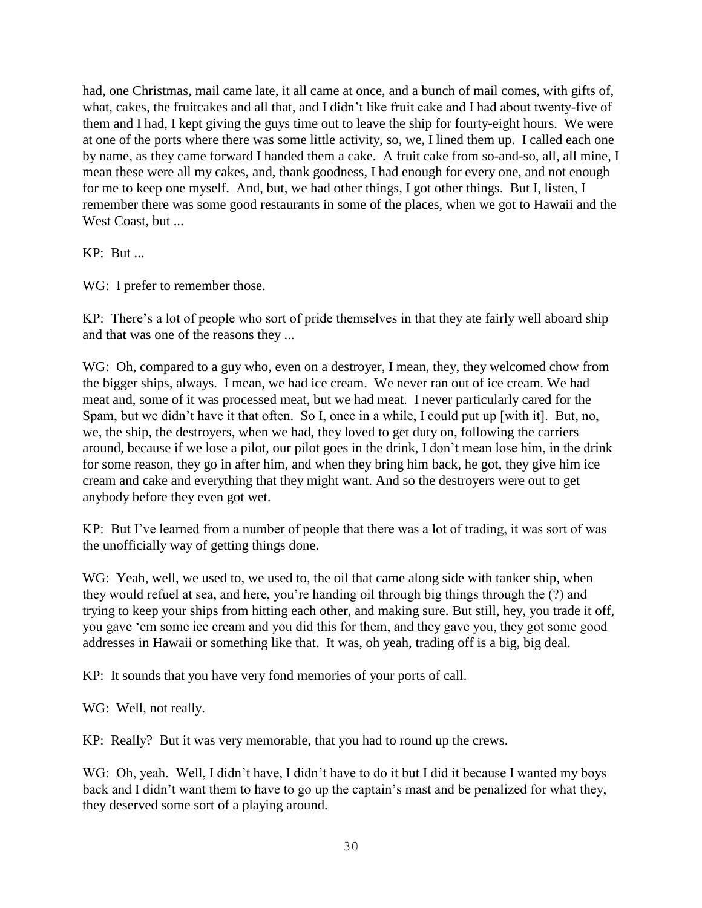had, one Christmas, mail came late, it all came at once, and a bunch of mail comes, with gifts of, what, cakes, the fruitcakes and all that, and I didn't like fruit cake and I had about twenty-five of them and I had, I kept giving the guys time out to leave the ship for fourty-eight hours. We were at one of the ports where there was some little activity, so, we, I lined them up. I called each one by name, as they came forward I handed them a cake. A fruit cake from so-and-so, all, all mine, I mean these were all my cakes, and, thank goodness, I had enough for every one, and not enough for me to keep one myself. And, but, we had other things, I got other things. But I, listen, I remember there was some good restaurants in some of the places, when we got to Hawaii and the West Coast, but ...

KP: But ...

WG: I prefer to remember those.

KP: There's a lot of people who sort of pride themselves in that they ate fairly well aboard ship and that was one of the reasons they ...

WG: Oh, compared to a guy who, even on a destroyer, I mean, they, they welcomed chow from the bigger ships, always. I mean, we had ice cream. We never ran out of ice cream. We had meat and, some of it was processed meat, but we had meat. I never particularly cared for the Spam, but we didn't have it that often. So I, once in a while, I could put up [with it]. But, no, we, the ship, the destroyers, when we had, they loved to get duty on, following the carriers around, because if we lose a pilot, our pilot goes in the drink, I don't mean lose him, in the drink for some reason, they go in after him, and when they bring him back, he got, they give him ice cream and cake and everything that they might want. And so the destroyers were out to get anybody before they even got wet.

KP: But I've learned from a number of people that there was a lot of trading, it was sort of was the unofficially way of getting things done.

WG: Yeah, well, we used to, we used to, the oil that came along side with tanker ship, when they would refuel at sea, and here, you're handing oil through big things through the (?) and trying to keep your ships from hitting each other, and making sure. But still, hey, you trade it off, you gave 'em some ice cream and you did this for them, and they gave you, they got some good addresses in Hawaii or something like that. It was, oh yeah, trading off is a big, big deal.

KP: It sounds that you have very fond memories of your ports of call.

WG: Well, not really.

KP: Really? But it was very memorable, that you had to round up the crews.

WG: Oh, yeah. Well, I didn't have, I didn't have to do it but I did it because I wanted my boys back and I didn't want them to have to go up the captain's mast and be penalized for what they, they deserved some sort of a playing around.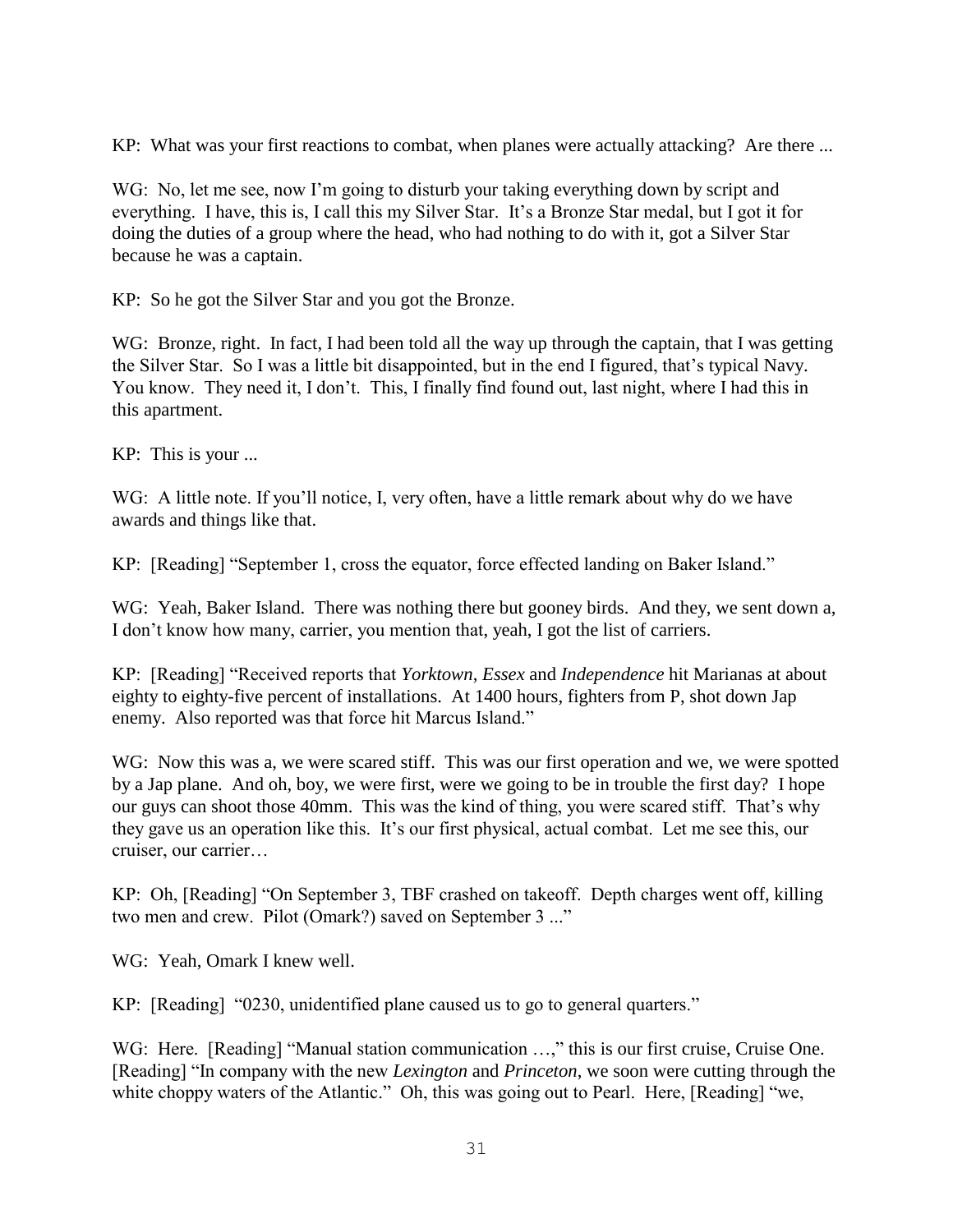KP: What was your first reactions to combat, when planes were actually attacking? Are there ...

WG: No, let me see, now I'm going to disturb your taking everything down by script and everything. I have, this is, I call this my Silver Star. It's a Bronze Star medal, but I got it for doing the duties of a group where the head, who had nothing to do with it, got a Silver Star because he was a captain.

KP: So he got the Silver Star and you got the Bronze.

WG: Bronze, right. In fact, I had been told all the way up through the captain, that I was getting the Silver Star. So I was a little bit disappointed, but in the end I figured, that's typical Navy. You know. They need it, I don't. This, I finally find found out, last night, where I had this in this apartment.

KP: This is your ...

WG: A little note. If you'll notice, I, very often, have a little remark about why do we have awards and things like that.

KP: [Reading] "September 1, cross the equator, force effected landing on Baker Island."

WG: Yeah, Baker Island. There was nothing there but gooney birds. And they, we sent down a, I don't know how many, carrier, you mention that, yeah, I got the list of carriers.

KP: [Reading] "Received reports that *Yorktown*, *Essex* and *Independence* hit Marianas at about eighty to eighty-five percent of installations. At 1400 hours, fighters from P, shot down Jap enemy. Also reported was that force hit Marcus Island."

WG: Now this was a, we were scared stiff. This was our first operation and we, we were spotted by a Jap plane. And oh, boy, we were first, were we going to be in trouble the first day? I hope our guys can shoot those 40mm. This was the kind of thing, you were scared stiff. That's why they gave us an operation like this. It's our first physical, actual combat. Let me see this, our cruiser, our carrier…

KP: Oh, [Reading] "On September 3, TBF crashed on takeoff. Depth charges went off, killing two men and crew. Pilot (Omark?) saved on September 3 ..."

WG: Yeah, Omark I knew well.

KP: [Reading] "0230, unidentified plane caused us to go to general quarters."

WG: Here. [Reading] "Manual station communication …," this is our first cruise, Cruise One. [Reading] "In company with the new *Lexington* and *Princeton*, we soon were cutting through the white choppy waters of the Atlantic." Oh, this was going out to Pearl. Here, [Reading] "we,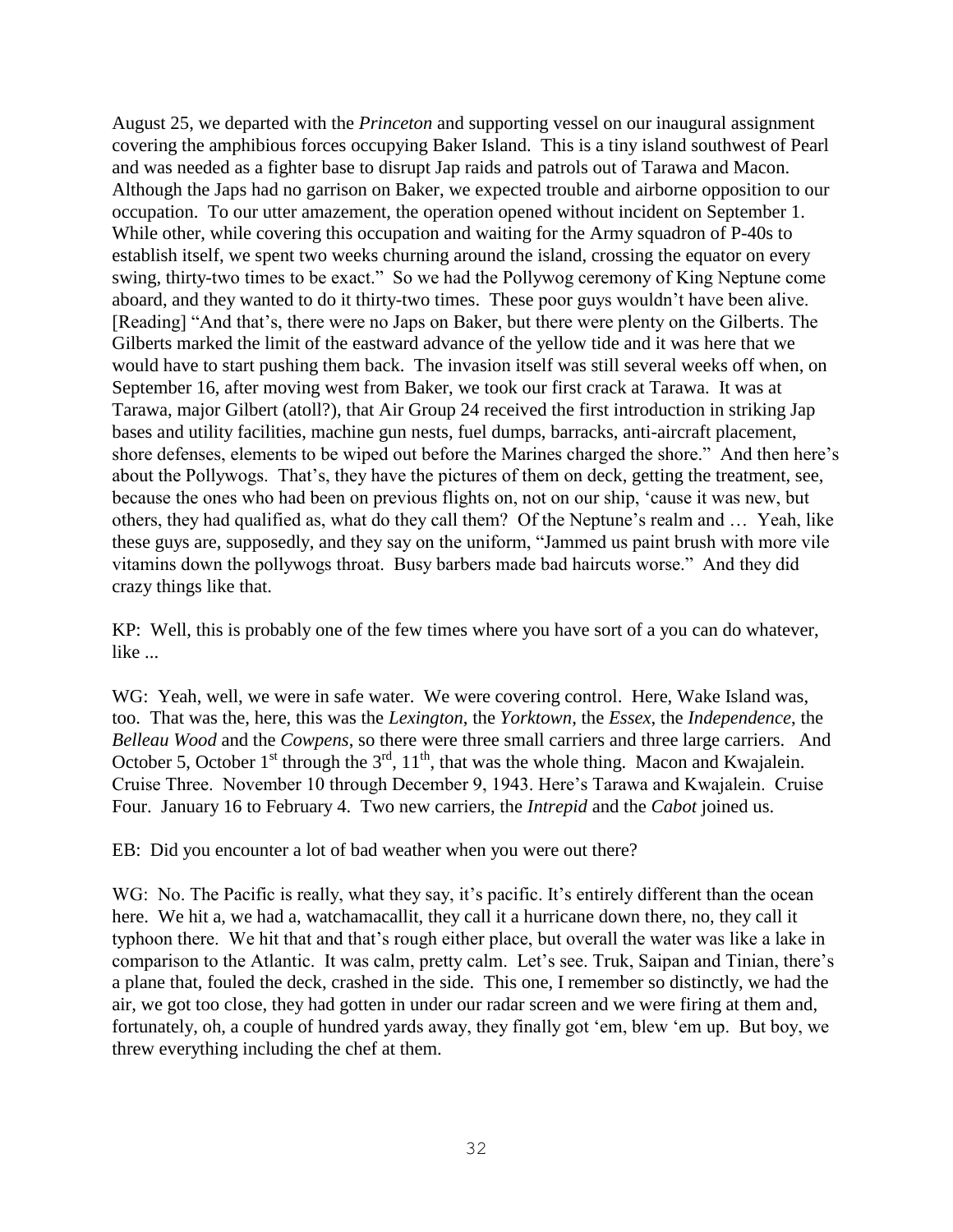August 25, we departed with the *Princeton* and supporting vessel on our inaugural assignment covering the amphibious forces occupying Baker Island. This is a tiny island southwest of Pearl and was needed as a fighter base to disrupt Jap raids and patrols out of Tarawa and Macon. Although the Japs had no garrison on Baker, we expected trouble and airborne opposition to our occupation. To our utter amazement, the operation opened without incident on September 1. While other, while covering this occupation and waiting for the Army squadron of P-40s to establish itself, we spent two weeks churning around the island, crossing the equator on every swing, thirty-two times to be exact." So we had the Pollywog ceremony of King Neptune come aboard, and they wanted to do it thirty-two times. These poor guys wouldn't have been alive. [Reading] "And that's, there were no Japs on Baker, but there were plenty on the Gilberts. The Gilberts marked the limit of the eastward advance of the yellow tide and it was here that we would have to start pushing them back. The invasion itself was still several weeks off when, on September 16, after moving west from Baker, we took our first crack at Tarawa. It was at Tarawa, major Gilbert (atoll?), that Air Group 24 received the first introduction in striking Jap bases and utility facilities, machine gun nests, fuel dumps, barracks, anti-aircraft placement, shore defenses, elements to be wiped out before the Marines charged the shore." And then here's about the Pollywogs. That's, they have the pictures of them on deck, getting the treatment, see, because the ones who had been on previous flights on, not on our ship, 'cause it was new, but others, they had qualified as, what do they call them? Of the Neptune's realm and … Yeah, like these guys are, supposedly, and they say on the uniform, "Jammed us paint brush with more vile vitamins down the pollywogs throat. Busy barbers made bad haircuts worse." And they did crazy things like that.

KP: Well, this is probably one of the few times where you have sort of a you can do whatever, like ...

WG: Yeah, well, we were in safe water. We were covering control. Here, Wake Island was, too. That was the, here, this was the *Lexington*, the *Yorktown*, the *Essex*, the *Independence*, the *Belleau Wood* and the *Cowpens*, so there were three small carriers and three large carriers. And October 5, October 1st through the 3rd, 11th, that was the whole thing. Macon and Kwajalein. Cruise Three. November 10 through December 9, 1943. Here's Tarawa and Kwajalein. Cruise Four. January 16 to February 4. Two new carriers, the *Intrepid* and the *Cabot* joined us.

EB: Did you encounter a lot of bad weather when you were out there?

WG: No. The Pacific is really, what they say, it's pacific. It's entirely different than the ocean here. We hit a, we had a, watchamacallit, they call it a hurricane down there, no, they call it typhoon there. We hit that and that's rough either place, but overall the water was like a lake in comparison to the Atlantic. It was calm, pretty calm. Let's see. Truk, Saipan and Tinian, there's a plane that, fouled the deck, crashed in the side. This one, I remember so distinctly, we had the air, we got too close, they had gotten in under our radar screen and we were firing at them and, fortunately, oh, a couple of hundred yards away, they finally got 'em, blew 'em up. But boy, we threw everything including the chef at them.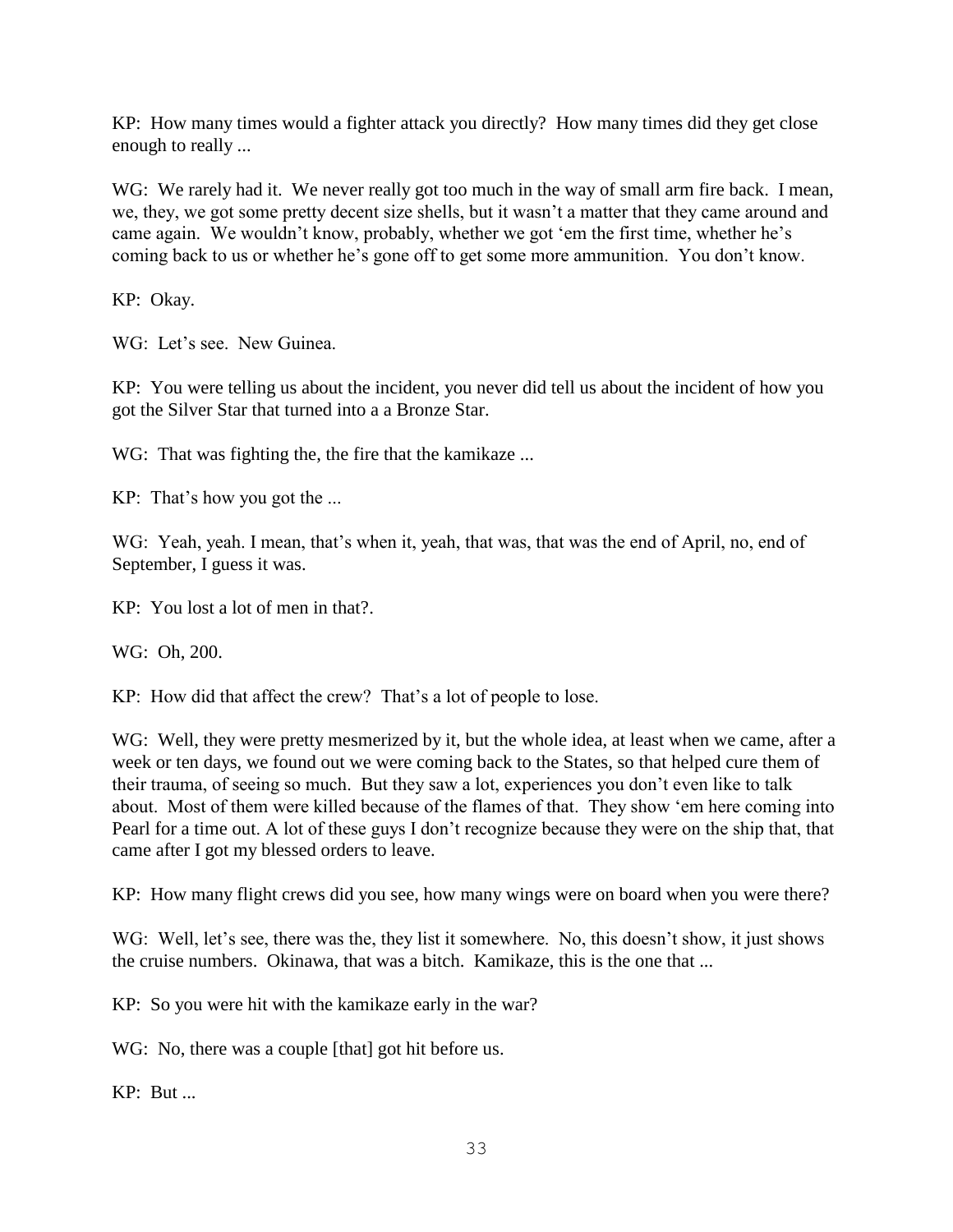KP: How many times would a fighter attack you directly? How many times did they get close enough to really ...

WG: We rarely had it. We never really got too much in the way of small arm fire back. I mean, we, they, we got some pretty decent size shells, but it wasn't a matter that they came around and came again. We wouldn't know, probably, whether we got 'em the first time, whether he's coming back to us or whether he's gone off to get some more ammunition. You don't know.

KP: Okay.

WG: Let's see. New Guinea.

KP: You were telling us about the incident, you never did tell us about the incident of how you got the Silver Star that turned into a a Bronze Star.

WG: That was fighting the, the fire that the kamikaze ...

KP: That's how you got the ...

WG: Yeah, yeah. I mean, that's when it, yeah, that was, that was the end of April, no, end of September, I guess it was.

KP: You lost a lot of men in that?.

WG: Oh, 200.

KP: How did that affect the crew? That's a lot of people to lose.

WG: Well, they were pretty mesmerized by it, but the whole idea, at least when we came, after a week or ten days, we found out we were coming back to the States, so that helped cure them of their trauma, of seeing so much. But they saw a lot, experiences you don't even like to talk about. Most of them were killed because of the flames of that. They show 'em here coming into Pearl for a time out. A lot of these guys I don't recognize because they were on the ship that, that came after I got my blessed orders to leave.

KP: How many flight crews did you see, how many wings were on board when you were there?

WG: Well, let's see, there was the, they list it somewhere. No, this doesn't show, it just shows the cruise numbers. Okinawa, that was a bitch. Kamikaze, this is the one that ...

KP: So you were hit with the kamikaze early in the war?

WG: No, there was a couple [that] got hit before us.

KP: But ...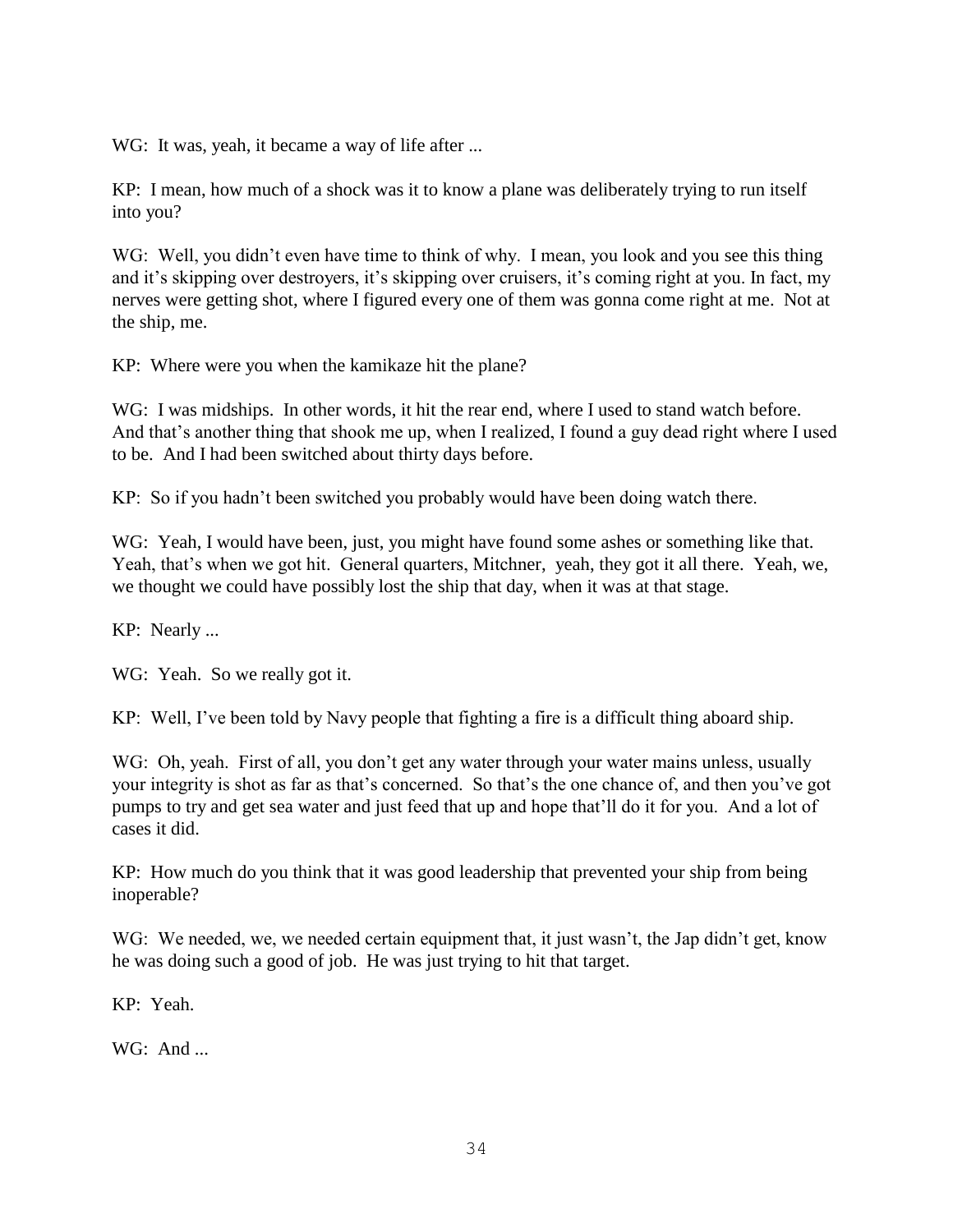WG: It was, yeah, it became a way of life after ...

KP: I mean, how much of a shock was it to know a plane was deliberately trying to run itself into you?

WG: Well, you didn't even have time to think of why. I mean, you look and you see this thing and it's skipping over destroyers, it's skipping over cruisers, it's coming right at you. In fact, my nerves were getting shot, where I figured every one of them was gonna come right at me. Not at the ship, me.

KP: Where were you when the kamikaze hit the plane?

WG: I was midships. In other words, it hit the rear end, where I used to stand watch before. And that's another thing that shook me up, when I realized, I found a guy dead right where I used to be. And I had been switched about thirty days before.

KP: So if you hadn't been switched you probably would have been doing watch there.

WG: Yeah, I would have been, just, you might have found some ashes or something like that. Yeah, that's when we got hit. General quarters, Mitchner, yeah, they got it all there. Yeah, we, we thought we could have possibly lost the ship that day, when it was at that stage.

KP: Nearly ...

WG: Yeah. So we really got it.

KP: Well, I've been told by Navy people that fighting a fire is a difficult thing aboard ship.

WG: Oh, yeah. First of all, you don't get any water through your water mains unless, usually your integrity is shot as far as that's concerned. So that's the one chance of, and then you've got pumps to try and get sea water and just feed that up and hope that'll do it for you. And a lot of cases it did.

KP: How much do you think that it was good leadership that prevented your ship from being inoperable?

WG: We needed, we, we needed certain equipment that, it just wasn't, the Jap didn't get, know he was doing such a good of job. He was just trying to hit that target.

KP: Yeah.

WG: And ...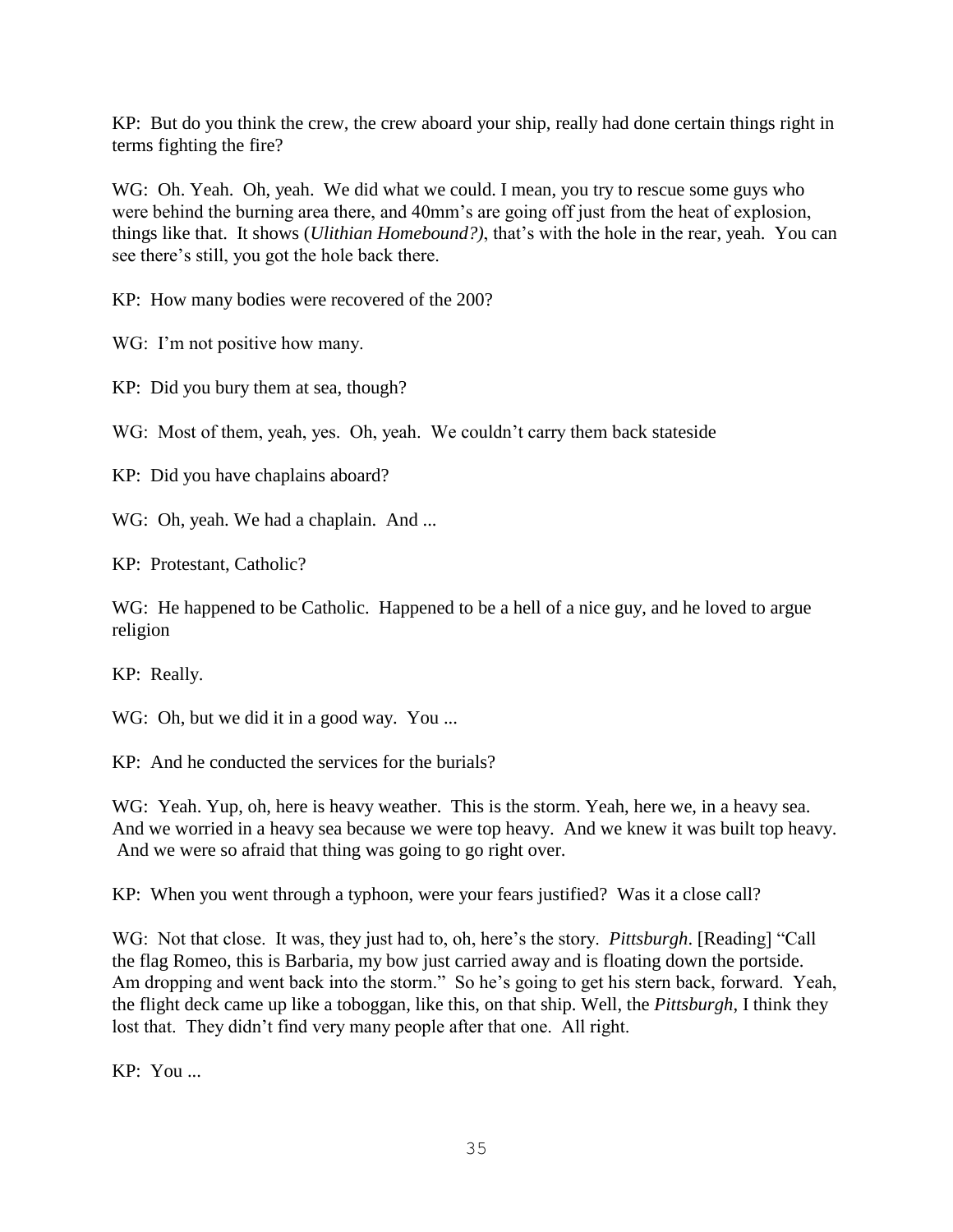KP: But do you think the crew, the crew aboard your ship, really had done certain things right in terms fighting the fire?

WG: Oh. Yeah. Oh, yeah. We did what we could. I mean, you try to rescue some guys who were behind the burning area there, and 40mm's are going off just from the heat of explosion, things like that. It shows (*Ulithian Homebound?)*, that's with the hole in the rear, yeah. You can see there's still, you got the hole back there.

KP: How many bodies were recovered of the 200?

WG: I'm not positive how many.

KP: Did you bury them at sea, though?

WG: Most of them, yeah, yes. Oh, yeah. We couldn't carry them back stateside

KP: Did you have chaplains aboard?

WG: Oh, yeah. We had a chaplain. And ...

KP: Protestant, Catholic?

WG: He happened to be Catholic. Happened to be a hell of a nice guy, and he loved to argue religion

KP: Really.

WG: Oh, but we did it in a good way. You ...

KP: And he conducted the services for the burials?

WG: Yeah. Yup, oh, here is heavy weather. This is the storm. Yeah, here we, in a heavy sea. And we worried in a heavy sea because we were top heavy. And we knew it was built top heavy. And we were so afraid that thing was going to go right over.

KP: When you went through a typhoon, were your fears justified? Was it a close call?

WG: Not that close. It was, they just had to, oh, here's the story. *Pittsburgh*. [Reading] "Call the flag Romeo, this is Barbaria, my bow just carried away and is floating down the portside. Am dropping and went back into the storm." So he's going to get his stern back, forward. Yeah, the flight deck came up like a toboggan, like this, on that ship. Well, the *Pittsburgh*, I think they lost that. They didn't find very many people after that one. All right.

KP: You ...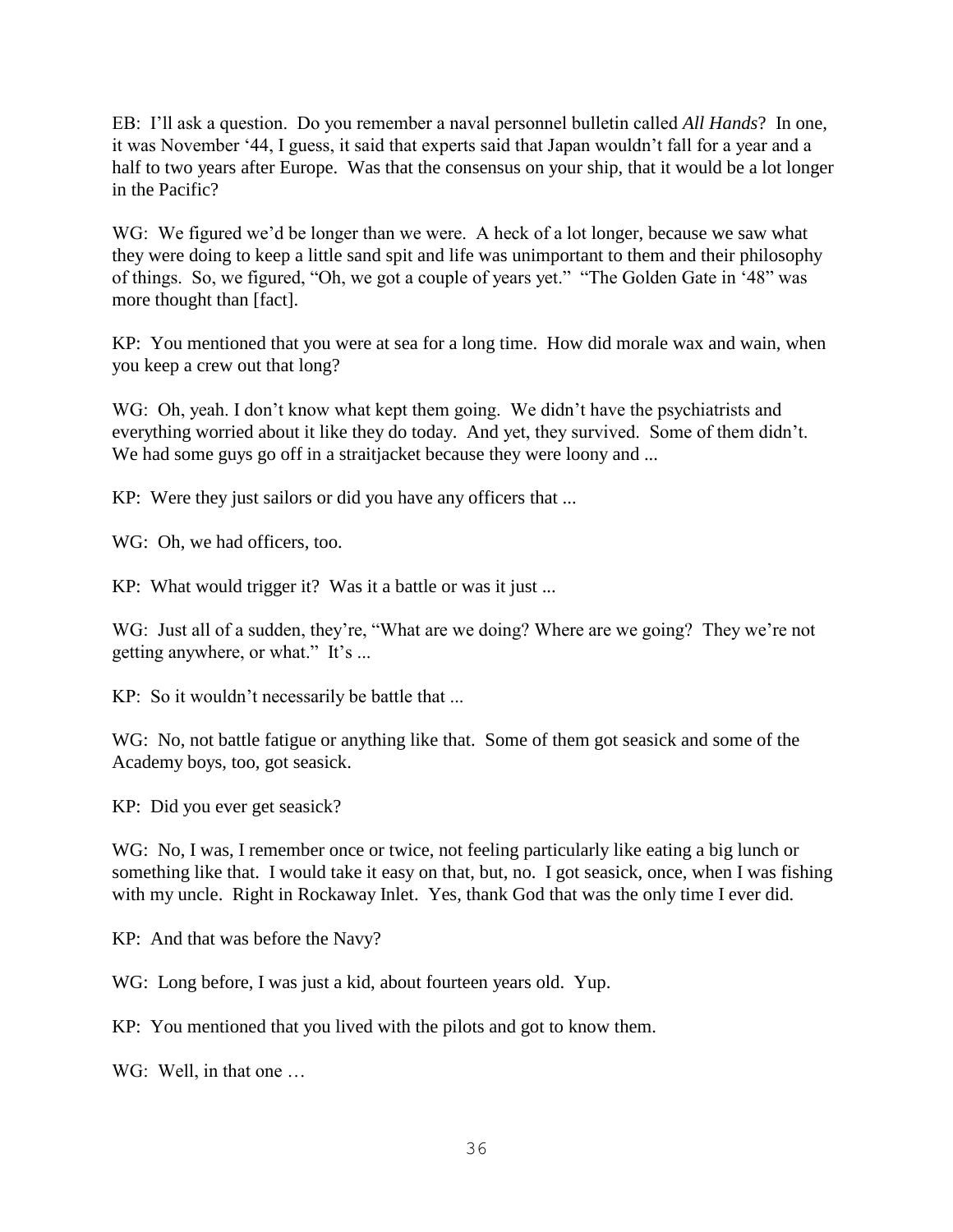EB: I'll ask a question. Do you remember a naval personnel bulletin called *All Hands*? In one, it was November '44, I guess, it said that experts said that Japan wouldn't fall for a year and a half to two years after Europe. Was that the consensus on your ship, that it would be a lot longer in the Pacific?

WG: We figured we'd be longer than we were. A heck of a lot longer, because we saw what they were doing to keep a little sand spit and life was unimportant to them and their philosophy of things. So, we figured, "Oh, we got a couple of years yet." "The Golden Gate in '48" was more thought than [fact].

KP: You mentioned that you were at sea for a long time. How did morale wax and wain, when you keep a crew out that long?

WG: Oh, yeah. I don't know what kept them going. We didn't have the psychiatrists and everything worried about it like they do today. And yet, they survived. Some of them didn't. We had some guys go off in a straitjacket because they were loony and ...

KP: Were they just sailors or did you have any officers that ...

WG: Oh, we had officers, too.

KP: What would trigger it? Was it a battle or was it just ...

WG: Just all of a sudden, they're, "What are we doing? Where are we going? They we're not getting anywhere, or what." It's ...

KP: So it wouldn't necessarily be battle that ...

WG: No, not battle fatigue or anything like that. Some of them got seasick and some of the Academy boys, too, got seasick.

KP: Did you ever get seasick?

WG: No, I was, I remember once or twice, not feeling particularly like eating a big lunch or something like that. I would take it easy on that, but, no. I got seasick, once, when I was fishing with my uncle. Right in Rockaway Inlet. Yes, thank God that was the only time I ever did.

KP: And that was before the Navy?

WG: Long before, I was just a kid, about fourteen years old. Yup.

KP: You mentioned that you lived with the pilots and got to know them.

WG: Well, in that one …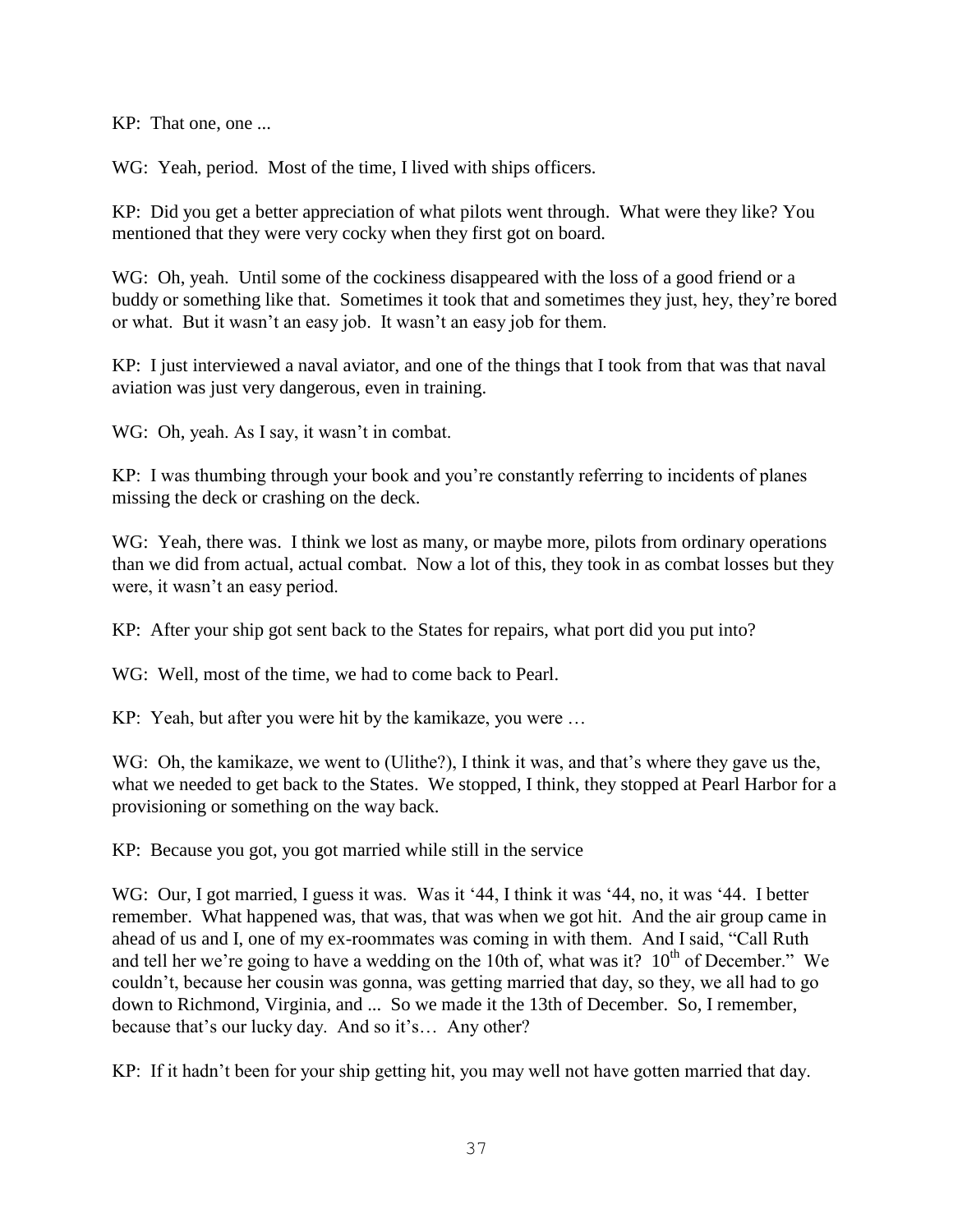KP: That one, one ...

WG: Yeah, period. Most of the time, I lived with ships officers.

KP: Did you get a better appreciation of what pilots went through. What were they like? You mentioned that they were very cocky when they first got on board.

WG: Oh, yeah. Until some of the cockiness disappeared with the loss of a good friend or a buddy or something like that. Sometimes it took that and sometimes they just, hey, they're bored or what. But it wasn't an easy job. It wasn't an easy job for them.

KP: I just interviewed a naval aviator, and one of the things that I took from that was that naval aviation was just very dangerous, even in training.

WG: Oh, yeah. As I say, it wasn't in combat.

KP: I was thumbing through your book and you're constantly referring to incidents of planes missing the deck or crashing on the deck.

WG: Yeah, there was. I think we lost as many, or maybe more, pilots from ordinary operations than we did from actual, actual combat. Now a lot of this, they took in as combat losses but they were, it wasn't an easy period.

KP: After your ship got sent back to the States for repairs, what port did you put into?

WG: Well, most of the time, we had to come back to Pearl.

KP: Yeah, but after you were hit by the kamikaze, you were …

WG: Oh, the kamikaze, we went to (Ulithe?), I think it was, and that's where they gave us the, what we needed to get back to the States. We stopped, I think, they stopped at Pearl Harbor for a provisioning or something on the way back.

KP: Because you got, you got married while still in the service

WG: Our, I got married, I guess it was. Was it '44, I think it was '44, no, it was '44. I better remember. What happened was, that was, that was when we got hit. And the air group came in ahead of us and I, one of my ex-roommates was coming in with them. And I said, "Call Ruth and tell her we're going to have a wedding on the 10th of, what was it? 10th of December." We couldn't, because her cousin was gonna, was getting married that day, so they, we all had to go down to Richmond, Virginia, and ... So we made it the 13th of December. So, I remember, because that's our lucky day. And so it's… Any other?

KP: If it hadn't been for your ship getting hit, you may well not have gotten married that day.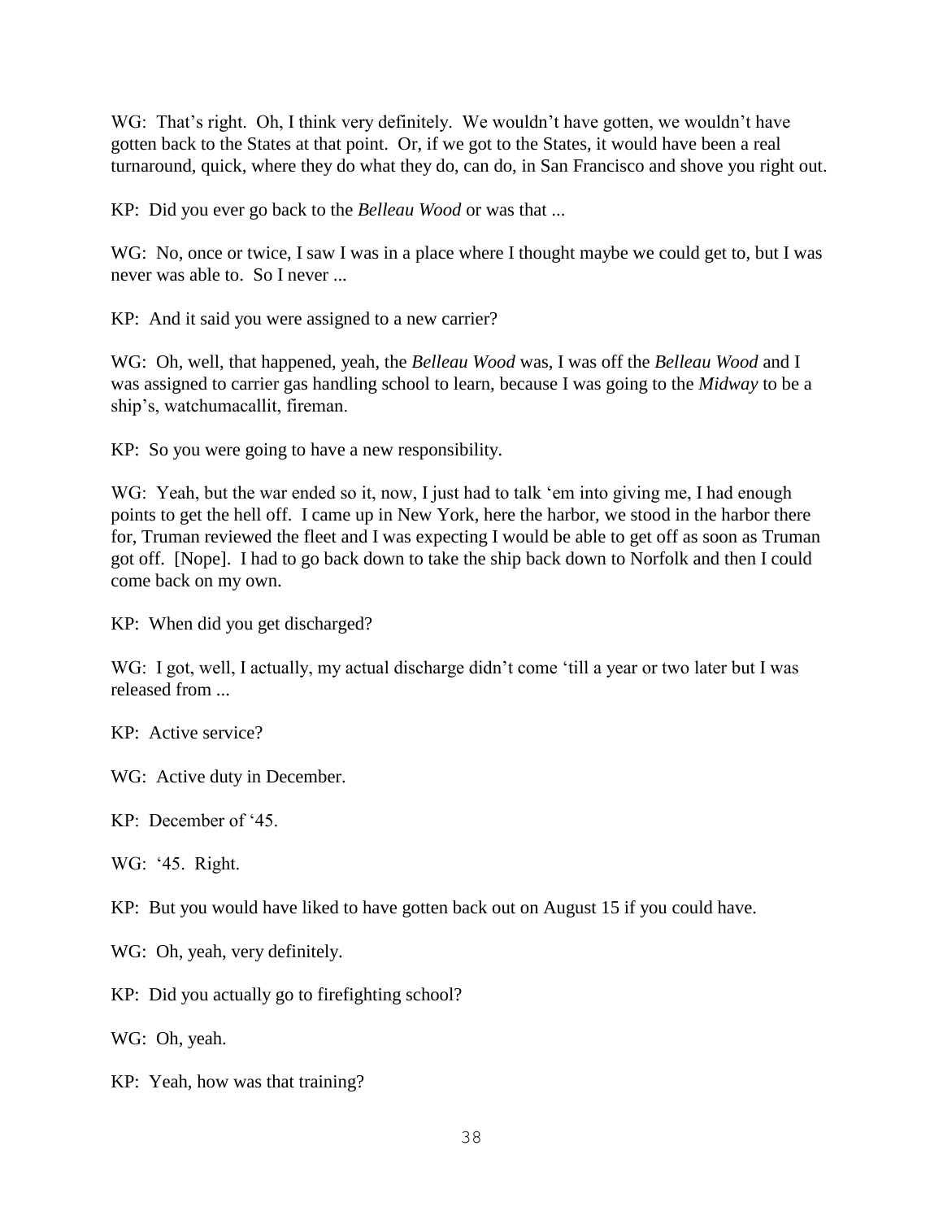WG: That's right. Oh, I think very definitely. We wouldn't have gotten, we wouldn't have gotten back to the States at that point. Or, if we got to the States, it would have been a real turnaround, quick, where they do what they do, can do, in San Francisco and shove you right out.

KP: Did you ever go back to the *Belleau Wood* or was that ...

WG: No, once or twice, I saw I was in a place where I thought maybe we could get to, but I was never was able to. So I never ...

KP: And it said you were assigned to a new carrier?

WG: Oh, well, that happened, yeah, the *Belleau Wood* was, I was off the *Belleau Wood* and I was assigned to carrier gas handling school to learn, because I was going to the *Midway* to be a ship's, watchumacallit, fireman.

KP: So you were going to have a new responsibility.

WG: Yeah, but the war ended so it, now, I just had to talk 'em into giving me, I had enough points to get the hell off. I came up in New York, here the harbor, we stood in the harbor there for, Truman reviewed the fleet and I was expecting I would be able to get off as soon as Truman got off. [Nope]. I had to go back down to take the ship back down to Norfolk and then I could come back on my own.

KP: When did you get discharged?

WG: I got, well, I actually, my actual discharge didn't come 'till a year or two later but I was released from ...

KP: Active service?

WG: Active duty in December.

KP: December of '45.

WG: '45. Right.

KP: But you would have liked to have gotten back out on August 15 if you could have.

WG: Oh, yeah, very definitely.

KP: Did you actually go to firefighting school?

WG: Oh, yeah.

KP: Yeah, how was that training?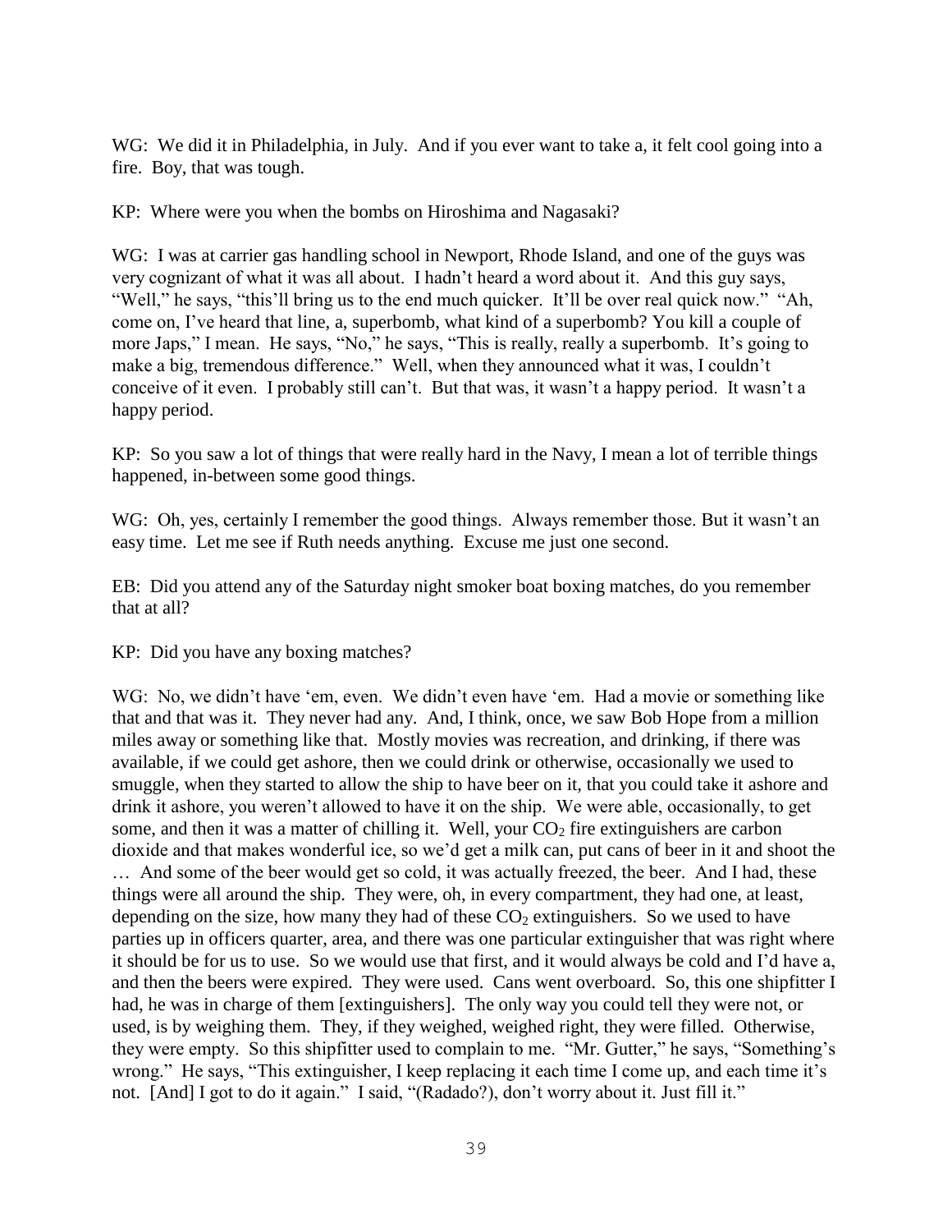WG: We did it in Philadelphia, in July. And if you ever want to take a, it felt cool going into a fire. Boy, that was tough.

KP: Where were you when the bombs on Hiroshima and Nagasaki?

WG: I was at carrier gas handling school in Newport, Rhode Island, and one of the guys was very cognizant of what it was all about. I hadn't heard a word about it. And this guy says, "Well," he says, "this'll bring us to the end much quicker. It'll be over real quick now." "Ah, come on, I've heard that line, a, superbomb, what kind of a superbomb? You kill a couple of more Japs," I mean. He says, "No," he says, "This is really, really a superbomb. It's going to make a big, tremendous difference." Well, when they announced what it was, I couldn't conceive of it even. I probably still can't. But that was, it wasn't a happy period. It wasn't a happy period.

KP: So you saw a lot of things that were really hard in the Navy, I mean a lot of terrible things happened, in-between some good things.

WG: Oh, yes, certainly I remember the good things. Always remember those. But it wasn't an easy time. Let me see if Ruth needs anything. Excuse me just one second.

EB: Did you attend any of the Saturday night smoker boat boxing matches, do you remember that at all?

KP: Did you have any boxing matches?

WG: No, we didn't have 'em, even. We didn't even have 'em. Had a movie or something like that and that was it. They never had any. And, I think, once, we saw Bob Hope from a million miles away or something like that. Mostly movies was recreation, and drinking, if there was available, if we could get ashore, then we could drink or otherwise, occasionally we used to smuggle, when they started to allow the ship to have beer on it, that you could take it ashore and drink it ashore, you weren't allowed to have it on the ship. We were able, occasionally, to get some, and then it was a matter of chilling it. Well, your $CO_2$ fire extinguishers are carbon dioxide and that makes wonderful ice, so we'd get a milk can, put cans of beer in it and shoot the … And some of the beer would get so cold, it was actually freezed, the beer. And I had, these things were all around the ship. They were, oh, in every compartment, they had one, at least, depending on the size, how many they had of these $CO_2$ extinguishers. So we used to have parties up in officers quarter, area, and there was one particular extinguisher that was right where it should be for us to use. So we would use that first, and it would always be cold and I'd have a, and then the beers were expired. They were used. Cans went overboard. So, this one shipfitter I had, he was in charge of them [extinguishers]. The only way you could tell they were not, or used, is by weighing them. They, if they weighed, weighed right, they were filled. Otherwise, they were empty. So this shipfitter used to complain to me. "Mr. Gutter," he says, "Something's wrong." He says, "This extinguisher, I keep replacing it each time I come up, and each time it's not. [And] I got to do it again." I said, "(Radado?), don't worry about it. Just fill it."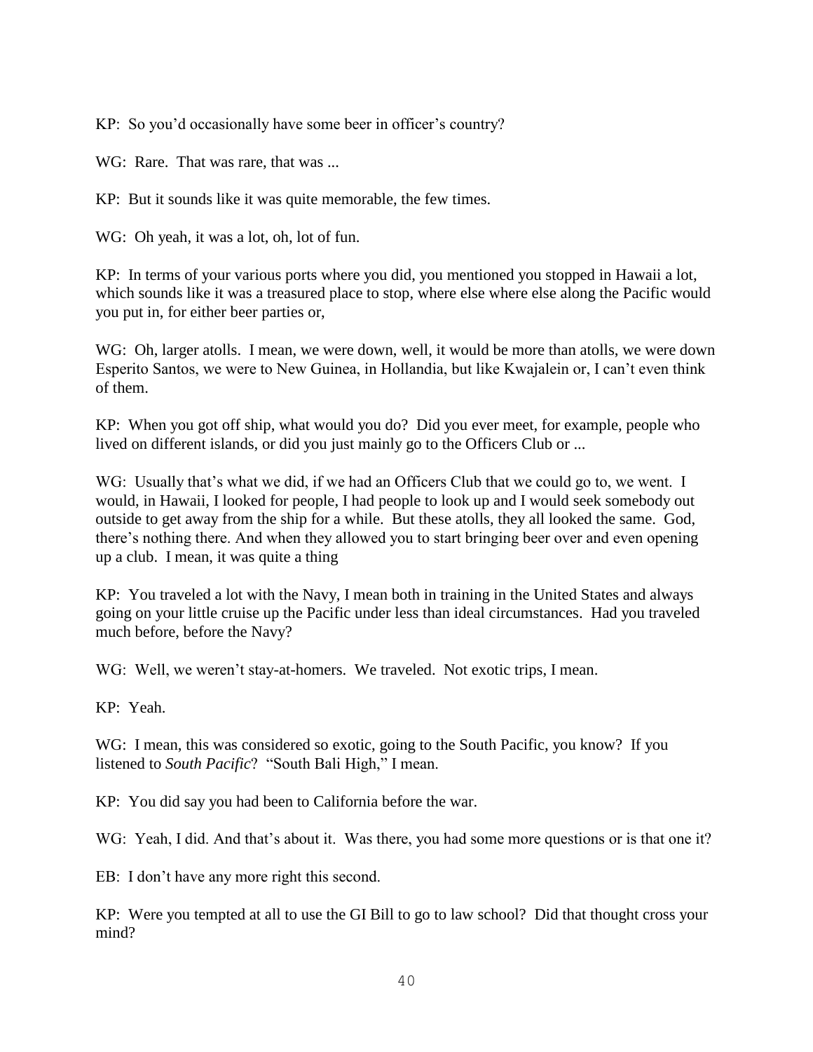KP: So you'd occasionally have some beer in officer's country?

WG: Rare. That was rare, that was ...

KP: But it sounds like it was quite memorable, the few times.

WG: Oh yeah, it was a lot, oh, lot of fun.

KP: In terms of your various ports where you did, you mentioned you stopped in Hawaii a lot, which sounds like it was a treasured place to stop, where else where else along the Pacific would you put in, for either beer parties or,

WG: Oh, larger atolls. I mean, we were down, well, it would be more than atolls, we were down Esperito Santos, we were to New Guinea, in Hollandia, but like Kwajalein or, I can't even think of them.

KP: When you got off ship, what would you do? Did you ever meet, for example, people who lived on different islands, or did you just mainly go to the Officers Club or ...

WG: Usually that's what we did, if we had an Officers Club that we could go to, we went. I would, in Hawaii, I looked for people, I had people to look up and I would seek somebody out outside to get away from the ship for a while. But these atolls, they all looked the same. God, there's nothing there. And when they allowed you to start bringing beer over and even opening up a club. I mean, it was quite a thing

KP: You traveled a lot with the Navy, I mean both in training in the United States and always going on your little cruise up the Pacific under less than ideal circumstances. Had you traveled much before, before the Navy?

WG: Well, we weren't stay-at-homers. We traveled. Not exotic trips, I mean.

KP: Yeah.

WG: I mean, this was considered so exotic, going to the South Pacific, you know? If you listened to *South Pacific*? "South Bali High," I mean.

KP: You did say you had been to California before the war.

WG: Yeah, I did. And that's about it. Was there, you had some more questions or is that one it?

EB: I don't have any more right this second.

KP: Were you tempted at all to use the GI Bill to go to law school? Did that thought cross your mind?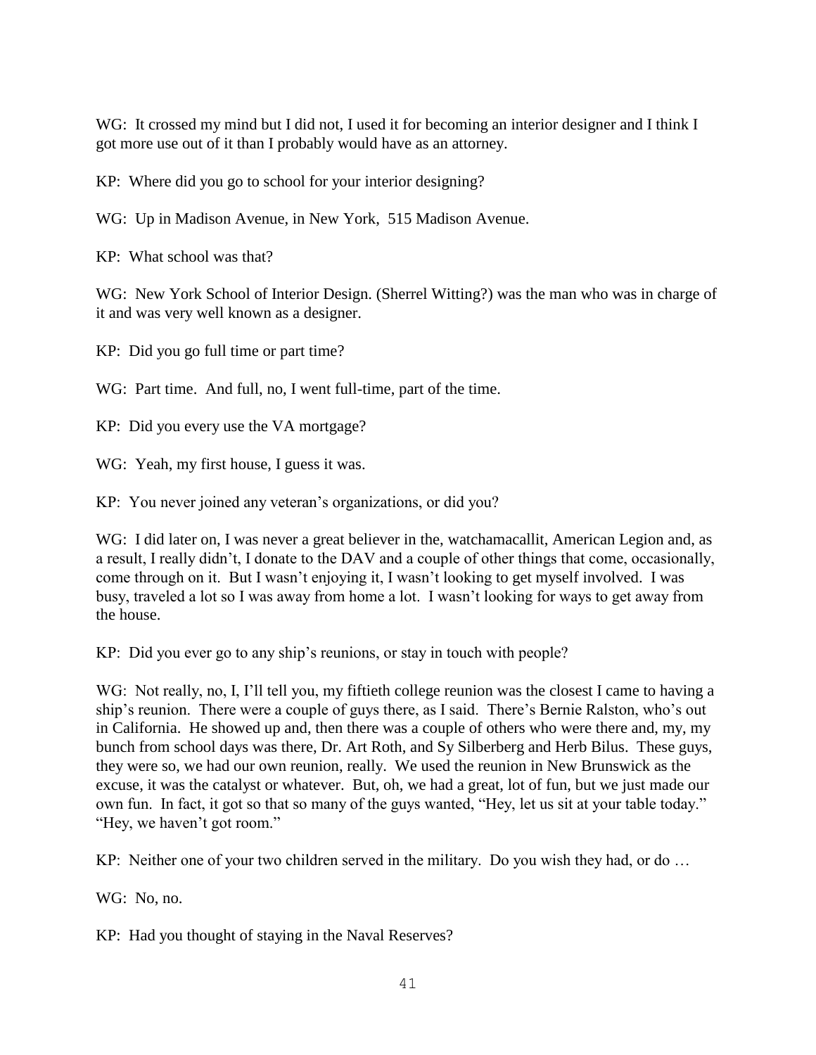WG: It crossed my mind but I did not, I used it for becoming an interior designer and I think I got more use out of it than I probably would have as an attorney.

KP: Where did you go to school for your interior designing?

WG: Up in Madison Avenue, in New York, 515 Madison Avenue.

KP: What school was that?

WG: New York School of Interior Design. (Sherrel Witting?) was the man who was in charge of it and was very well known as a designer.

KP: Did you go full time or part time?

WG: Part time. And full, no, I went full-time, part of the time.

KP: Did you every use the VA mortgage?

WG: Yeah, my first house, I guess it was.

KP: You never joined any veteran's organizations, or did you?

WG: I did later on, I was never a great believer in the, watchamacallit, American Legion and, as a result, I really didn't, I donate to the DAV and a couple of other things that come, occasionally, come through on it. But I wasn't enjoying it, I wasn't looking to get myself involved. I was busy, traveled a lot so I was away from home a lot. I wasn't looking for ways to get away from the house.

KP: Did you ever go to any ship's reunions, or stay in touch with people?

WG: Not really, no, I, I'll tell you, my fiftieth college reunion was the closest I came to having a ship's reunion. There were a couple of guys there, as I said. There's Bernie Ralston, who's out in California. He showed up and, then there was a couple of others who were there and, my, my bunch from school days was there, Dr. Art Roth, and Sy Silberberg and Herb Bilus. These guys, they were so, we had our own reunion, really. We used the reunion in New Brunswick as the excuse, it was the catalyst or whatever. But, oh, we had a great, lot of fun, but we just made our own fun. In fact, it got so that so many of the guys wanted, "Hey, let us sit at your table today." "Hey, we haven't got room."

KP: Neither one of your two children served in the military. Do you wish they had, or do …

WG: No, no.

KP: Had you thought of staying in the Naval Reserves?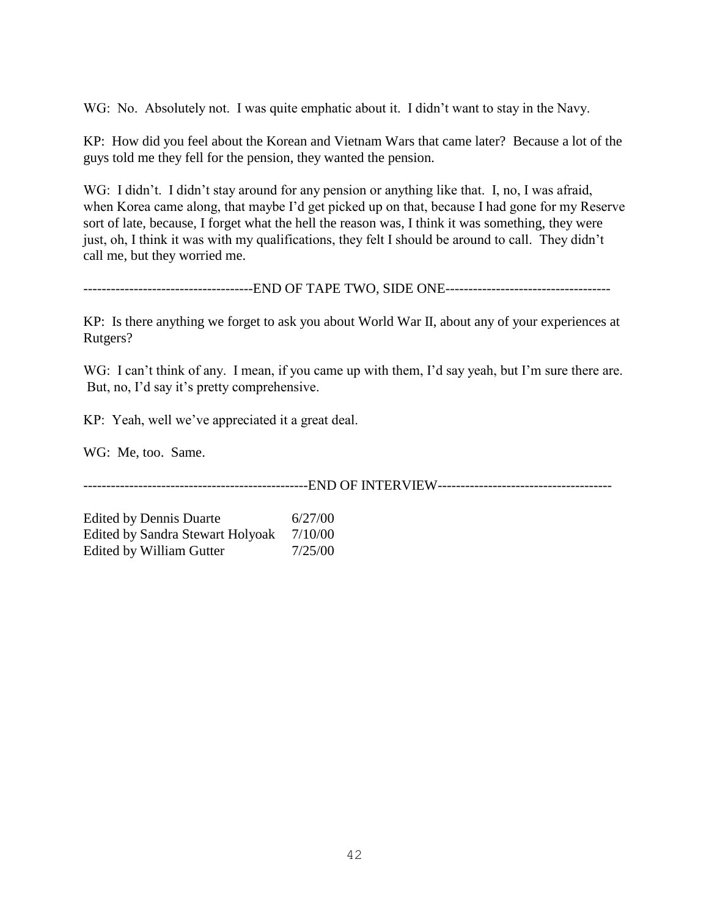WG: No. Absolutely not. I was quite emphatic about it. I didn't want to stay in the Navy.

KP: How did you feel about the Korean and Vietnam Wars that came later? Because a lot of the guys told me they fell for the pension, they wanted the pension.

WG: I didn't. I didn't stay around for any pension or anything like that. I, no, I was afraid, when Korea came along, that maybe I'd get picked up on that, because I had gone for my Reserve sort of late, because, I forget what the hell the reason was, I think it was something, they were just, oh, I think it was with my qualifications, they felt I should be around to call. They didn't call me, but they worried me.

------------------------------------END OF TAPE TWO, SIDE ONE-----------------------------------

KP: Is there anything we forget to ask you about World War II, about any of your experiences at Rutgers?

WG: I can't think of any. I mean, if you came up with them, I'd say yeah, but I'm sure there are. But, no, I'd say it's pretty comprehensive.

KP: Yeah, well we've appreciated it a great deal.

WG: Me, too. Same.

------------------------------------------------END OF INTERVIEW-------------------------------------

| | |
|---|---|
| Edited by Dennis Duarte | 6/27/00 |
| Edited by Sandra Stewart Holyoak | 7/10/00 |
| Edited by William Gutter | 7/25/00 |